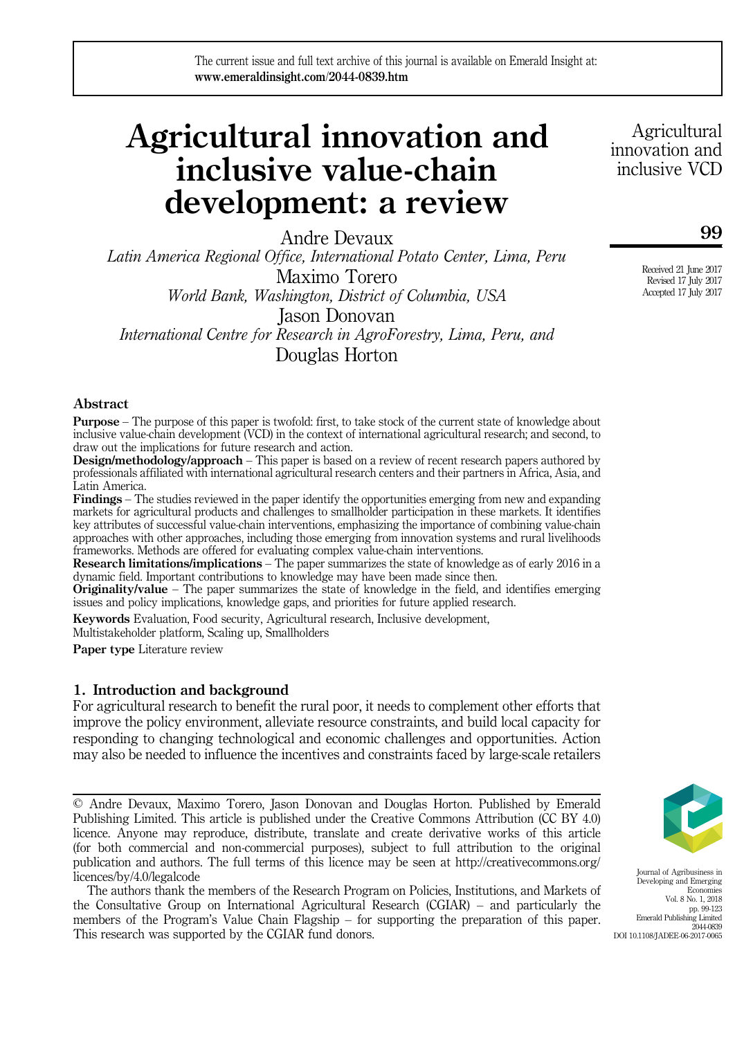# Agricultural innovation and inclusive value-chain development: a review

Andre Devaux
*Latin America Regional Office, International Potato Center, Lima, Peru*

Maximo Torero
*World Bank, Washington, District of Columbia, USA*

Jason Donovan
*International Centre for Research in AgroForestry, Lima, Peru, and*

Douglas Horton

Received 21 June 2017
Revised 17 July 2017
Accepted 17 July 2017

## Abstract

**Purpose** – The purpose of this paper is twofold: first, to take stock of the current state of knowledge about inclusive value-chain development (VCD) in the context of international agricultural research; and second, to draw out the implications for future research and action.

**Design/methodology/approach** – This paper is based on a review of recent research papers authored by professionals affiliated with international agricultural research centers and their partners in Africa, Asia, and Latin America.

**Findings** – The studies reviewed in the paper identify the opportunities emerging from new and expanding markets for agricultural products and challenges to smallholder participation in these markets. It identifies key attributes of successful value-chain interventions, emphasizing the importance of combining value-chain approaches with other approaches, including those emerging from innovation systems and rural livelihoods frameworks. Methods are offered for evaluating complex value-chain interventions.

**Research limitations/implications** – The paper summarizes the state of knowledge as of early 2016 in a dynamic field. Important contributions to knowledge may have been made since then.

**Originality/value** – The paper summarizes the state of knowledge in the field, and identifies emerging issues and policy implications, knowledge gaps, and priorities for future applied research.

**Keywords** Evaluation, Food security, Agricultural research, Inclusive development, Multistakeholder platform, Scaling up, Smallholders

**Paper type** Literature review

## 1. Introduction and background

For agricultural research to benefit the rural poor, it needs to complement other efforts that improve the policy environment, alleviate resource constraints, and build local capacity for responding to changing technological and economic challenges and opportunities. Action may also be needed to influence the incentives and constraints faced by large-scale retailers

---

© Andre Devaux, Maximo Torero, Jason Donovan and Douglas Horton. Published by Emerald Publishing Limited. This article is published under the Creative Commons Attribution (CC BY 4.0) licence. Anyone may reproduce, distribute, translate and create derivative works of this article (for both commercial and non-commercial purposes), subject to full attribution to the original publication and authors. The full terms of this licence may be seen at http://creativecommons.org/licences/by/4.0/legalcode

The authors thank the members of the Research Program on Policies, Institutions, and Markets of the Consultative Group on International Agricultural Research (CGIAR) – and particularly the members of the Program's Value Chain Flagship – for supporting the preparation of this paper. This research was supported by the CGIAR fund donors.

Journal of Agribusiness in Developing and Emerging Economies
Vol. 8 No. 1, 2018
pp. 99-123
Emerald Publishing Limited
2044-0839
DOI 10.1108/JADEE-06-2017-0065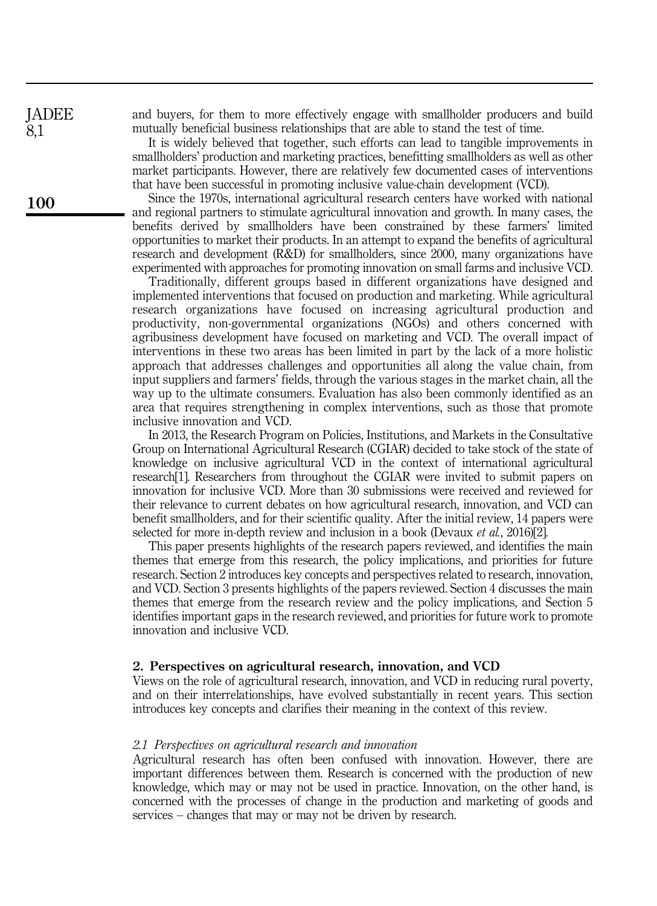and buyers, for them to more effectively engage with smallholder producers and build mutually beneficial business relationships that are able to stand the test of time.

It is widely believed that together, such efforts can lead to tangible improvements in smallholders' production and marketing practices, benefitting smallholders as well as other market participants. However, there are relatively few documented cases of interventions that have been successful in promoting inclusive value-chain development (VCD).

Since the 1970s, international agricultural research centers have worked with national and regional partners to stimulate agricultural innovation and growth. In many cases, the benefits derived by smallholders have been constrained by these farmers' limited opportunities to market their products. In an attempt to expand the benefits of agricultural research and development (R&D) for smallholders, since 2000, many organizations have experimented with approaches for promoting innovation on small farms and inclusive VCD.

Traditionally, different groups based in different organizations have designed and implemented interventions that focused on production and marketing. While agricultural research organizations have focused on increasing agricultural production and productivity, non-governmental organizations (NGOs) and others concerned with agribusiness development have focused on marketing and VCD. The overall impact of interventions in these two areas has been limited in part by the lack of a more holistic approach that addresses challenges and opportunities all along the value chain, from input suppliers and farmers' fields, through the various stages in the market chain, all the way up to the ultimate consumers. Evaluation has also been commonly identified as an area that requires strengthening in complex interventions, such as those that promote inclusive innovation and VCD.

In 2013, the Research Program on Policies, Institutions, and Markets in the Consultative Group on International Agricultural Research (CGIAR) decided to take stock of the state of knowledge on inclusive agricultural VCD in the context of international agricultural research[1]. Researchers from throughout the CGIAR were invited to submit papers on innovation for inclusive VCD. More than 30 submissions were received and reviewed for their relevance to current debates on how agricultural research, innovation, and VCD can benefit smallholders, and for their scientific quality. After the initial review, 14 papers were selected for more in-depth review and inclusion in a book (Devaux *et al.*, 2016)[2].

This paper presents highlights of the research papers reviewed, and identifies the main themes that emerge from this research, the policy implications, and priorities for future research. Section 2 introduces key concepts and perspectives related to research, innovation, and VCD. Section 3 presents highlights of the papers reviewed. Section 4 discusses the main themes that emerge from the research review and the policy implications, and Section 5 identifies important gaps in the research reviewed, and priorities for future work to promote innovation and inclusive VCD.

## 2. Perspectives on agricultural research, innovation, and VCD

Views on the role of agricultural research, innovation, and VCD in reducing rural poverty, and on their interrelationships, have evolved substantially in recent years. This section introduces key concepts and clarifies their meaning in the context of this review.

### *2.1 Perspectives on agricultural research and innovation*

Agricultural research has often been confused with innovation. However, there are important differences between them. Research is concerned with the production of new knowledge, which may or may not be used in practice. Innovation, on the other hand, is concerned with the processes of change in the production and marketing of goods and services – changes that may or may not be driven by research.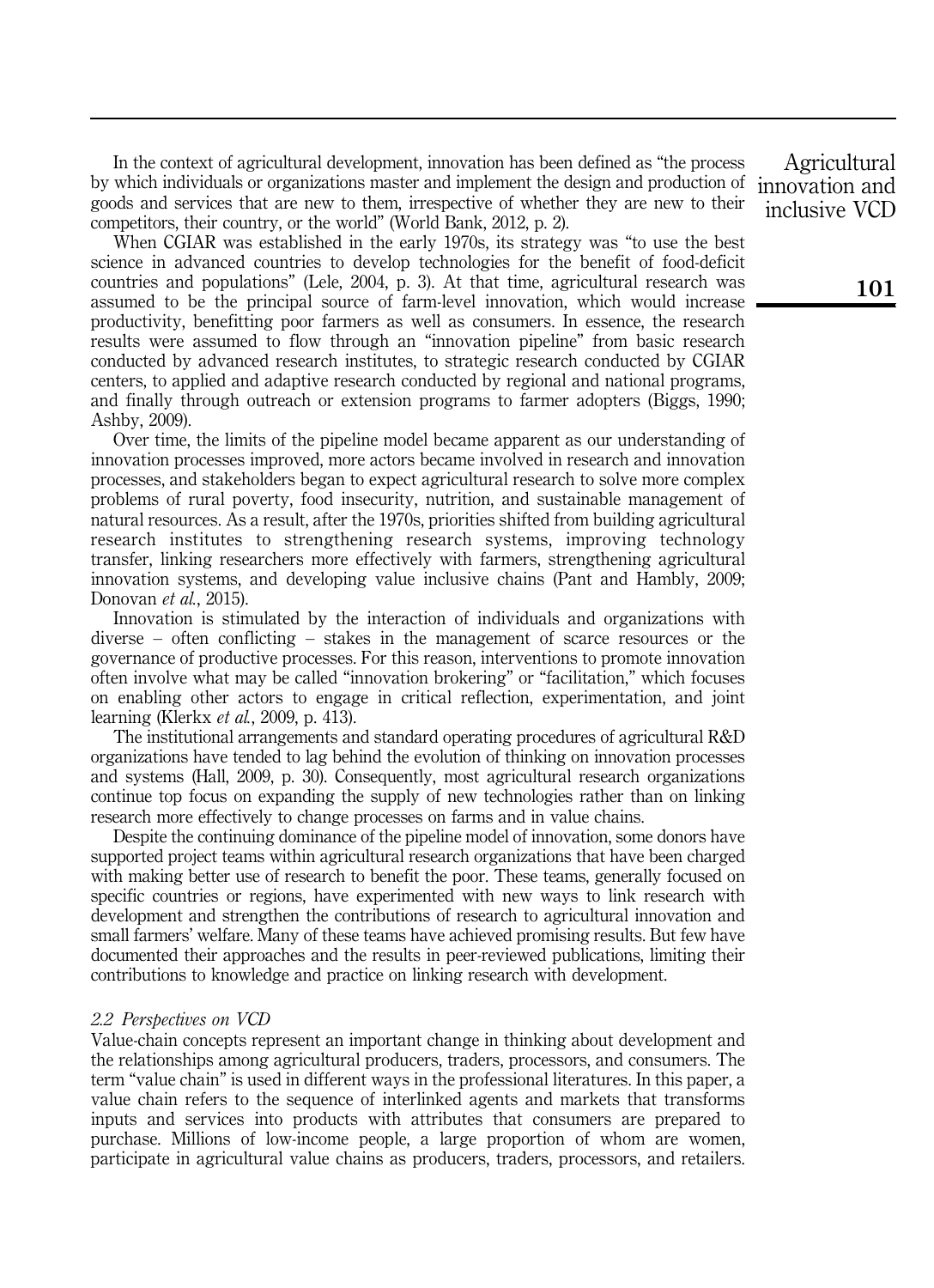In the context of agricultural development, innovation has been defined as "the process by which individuals or organizations master and implement the design and production of goods and services that are new to them, irrespective of whether they are new to their competitors, their country, or the world" (World Bank, 2012, p. 2).

When CGIAR was established in the early 1970s, its strategy was "to use the best science in advanced countries to develop technologies for the benefit of food-deficit countries and populations" (Lele, 2004, p. 3). At that time, agricultural research was assumed to be the principal source of farm-level innovation, which would increase productivity, benefitting poor farmers as well as consumers. In essence, the research results were assumed to flow through an "innovation pipeline" from basic research conducted by advanced research institutes, to strategic research conducted by CGIAR centers, to applied and adaptive research conducted by regional and national programs, and finally through outreach or extension programs to farmer adopters (Biggs, 1990; Ashby, 2009).

Over time, the limits of the pipeline model became apparent as our understanding of innovation processes improved, more actors became involved in research and innovation processes, and stakeholders began to expect agricultural research to solve more complex problems of rural poverty, food insecurity, nutrition, and sustainable management of natural resources. As a result, after the 1970s, priorities shifted from building agricultural research institutes to strengthening research systems, improving technology transfer, linking researchers more effectively with farmers, strengthening agricultural innovation systems, and developing value inclusive chains (Pant and Hambly, 2009; Donovan *et al.*, 2015).

Innovation is stimulated by the interaction of individuals and organizations with diverse – often conflicting – stakes in the management of scarce resources or the governance of productive processes. For this reason, interventions to promote innovation often involve what may be called "innovation brokering" or "facilitation," which focuses on enabling other actors to engage in critical reflection, experimentation, and joint learning (Klerkx *et al.*, 2009, p. 413).

The institutional arrangements and standard operating procedures of agricultural R&D organizations have tended to lag behind the evolution of thinking on innovation processes and systems (Hall, 2009, p. 30). Consequently, most agricultural research organizations continue top focus on expanding the supply of new technologies rather than on linking research more effectively to change processes on farms and in value chains.

Despite the continuing dominance of the pipeline model of innovation, some donors have supported project teams within agricultural research organizations that have been charged with making better use of research to benefit the poor. These teams, generally focused on specific countries or regions, have experimented with new ways to link research with development and strengthen the contributions of research to agricultural innovation and small farmers' welfare. Many of these teams have achieved promising results. But few have documented their approaches and the results in peer-reviewed publications, limiting their contributions to knowledge and practice on linking research with development.

### *2.2 Perspectives on VCD*

Value-chain concepts represent an important change in thinking about development and the relationships among agricultural producers, traders, processors, and consumers. The term "value chain" is used in different ways in the professional literatures. In this paper, a value chain refers to the sequence of interlinked agents and markets that transforms inputs and services into products with attributes that consumers are prepared to purchase. Millions of low-income people, a large proportion of whom are women, participate in agricultural value chains as producers, traders, processors, and retailers.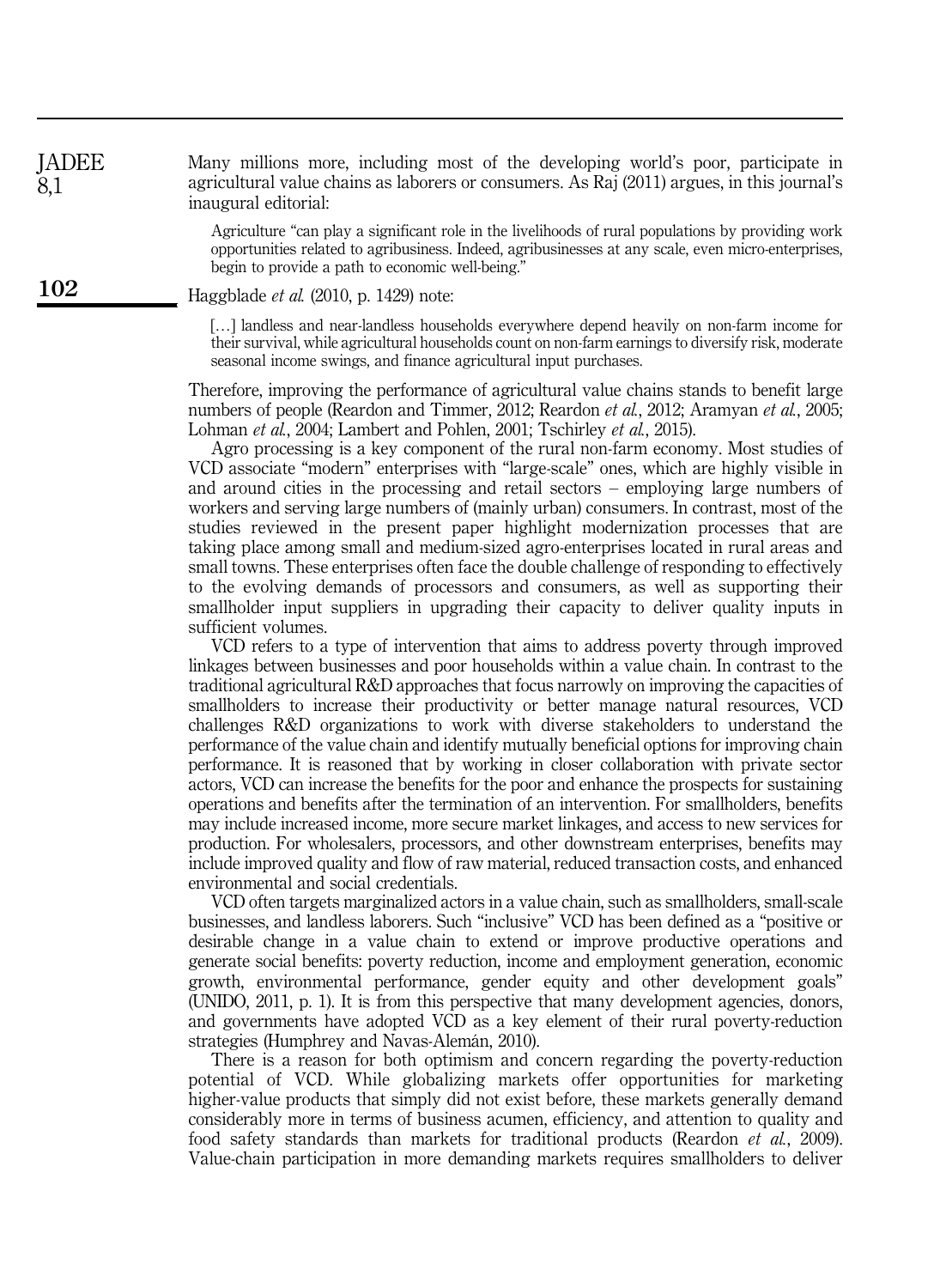Many millions more, including most of the developing world's poor, participate in agricultural value chains as laborers or consumers. As Raj (2011) argues, in this journal's inaugural editorial:

> Agriculture "can play a significant role in the livelihoods of rural populations by providing work opportunities related to agribusiness. Indeed, agribusinesses at any scale, even micro-enterprises, begin to provide a path to economic well-being."

Haggblade *et al.* (2010, p. 1429) note:

> […] landless and near-landless households everywhere depend heavily on non-farm income for their survival, while agricultural households count on non-farm earnings to diversify risk, moderate seasonal income swings, and finance agricultural input purchases.

Therefore, improving the performance of agricultural value chains stands to benefit large numbers of people (Reardon and Timmer, 2012; Reardon *et al.*, 2012; Aramyan *et al.*, 2005; Lohman *et al.*, 2004; Lambert and Pohlen, 2001; Tschirley *et al.*, 2015).

Agro processing is a key component of the rural non-farm economy. Most studies of VCD associate "modern" enterprises with "large-scale" ones, which are highly visible in and around cities in the processing and retail sectors – employing large numbers of workers and serving large numbers of (mainly urban) consumers. In contrast, most of the studies reviewed in the present paper highlight modernization processes that are taking place among small and medium-sized agro-enterprises located in rural areas and small towns. These enterprises often face the double challenge of responding to effectively to the evolving demands of processors and consumers, as well as supporting their smallholder input suppliers in upgrading their capacity to deliver quality inputs in sufficient volumes.

VCD refers to a type of intervention that aims to address poverty through improved linkages between businesses and poor households within a value chain. In contrast to the traditional agricultural R&D approaches that focus narrowly on improving the capacities of smallholders to increase their productivity or better manage natural resources, VCD challenges R&D organizations to work with diverse stakeholders to understand the performance of the value chain and identify mutually beneficial options for improving chain performance. It is reasoned that by working in closer collaboration with private sector actors, VCD can increase the benefits for the poor and enhance the prospects for sustaining operations and benefits after the termination of an intervention. For smallholders, benefits may include increased income, more secure market linkages, and access to new services for production. For wholesalers, processors, and other downstream enterprises, benefits may include improved quality and flow of raw material, reduced transaction costs, and enhanced environmental and social credentials.

VCD often targets marginalized actors in a value chain, such as smallholders, small-scale businesses, and landless laborers. Such "inclusive" VCD has been defined as a "positive or desirable change in a value chain to extend or improve productive operations and generate social benefits: poverty reduction, income and employment generation, economic growth, environmental performance, gender equity and other development goals" (UNIDO, 2011, p. 1). It is from this perspective that many development agencies, donors, and governments have adopted VCD as a key element of their rural poverty-reduction strategies (Humphrey and Navas-Alemán, 2010).

There is a reason for both optimism and concern regarding the poverty-reduction potential of VCD. While globalizing markets offer opportunities for marketing higher-value products that simply did not exist before, these markets generally demand considerably more in terms of business acumen, efficiency, and attention to quality and food safety standards than markets for traditional products (Reardon *et al.*, 2009). Value-chain participation in more demanding markets requires smallholders to deliver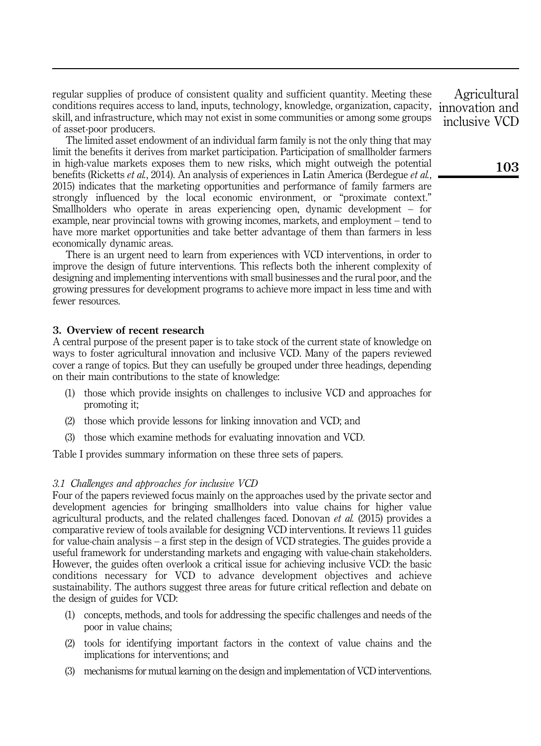regular supplies of produce of consistent quality and sufficient quantity. Meeting these conditions requires access to land, inputs, technology, knowledge, organization, capacity, skill, and infrastructure, which may not exist in some communities or among some groups of asset-poor producers.

The limited asset endowment of an individual farm family is not the only thing that may limit the benefits it derives from market participation. Participation of smallholder farmers in high-value markets exposes them to new risks, which might outweigh the potential benefits (Ricketts *et al.*, 2014). An analysis of experiences in Latin America (Berdegue *et al.*, 2015) indicates that the marketing opportunities and performance of family farmers are strongly influenced by the local economic environment, or "proximate context." Smallholders who operate in areas experiencing open, dynamic development – for example, near provincial towns with growing incomes, markets, and employment – tend to have more market opportunities and take better advantage of them than farmers in less economically dynamic areas.

There is an urgent need to learn from experiences with VCD interventions, in order to improve the design of future interventions. This reflects both the inherent complexity of designing and implementing interventions with small businesses and the rural poor, and the growing pressures for development programs to achieve more impact in less time and with fewer resources.

## 3. Overview of recent research

A central purpose of the present paper is to take stock of the current state of knowledge on ways to foster agricultural innovation and inclusive VCD. Many of the papers reviewed cover a range of topics. But they can usefully be grouped under three headings, depending on their main contributions to the state of knowledge:

(1) those which provide insights on challenges to inclusive VCD and approaches for promoting it;

(2) those which provide lessons for linking innovation and VCD; and

(3) those which examine methods for evaluating innovation and VCD.

Table I provides summary information on these three sets of papers.

### *3.1 Challenges and approaches for inclusive VCD*

Four of the papers reviewed focus mainly on the approaches used by the private sector and development agencies for bringing smallholders into value chains for higher value agricultural products, and the related challenges faced. Donovan *et al.* (2015) provides a comparative review of tools available for designing VCD interventions. It reviews 11 guides for value-chain analysis – a first step in the design of VCD strategies. The guides provide a useful framework for understanding markets and engaging with value-chain stakeholders. However, the guides often overlook a critical issue for achieving inclusive VCD: the basic conditions necessary for VCD to advance development objectives and achieve sustainability. The authors suggest three areas for future critical reflection and debate on the design of guides for VCD:

(1) concepts, methods, and tools for addressing the specific challenges and needs of the poor in value chains;

(2) tools for identifying important factors in the context of value chains and the implications for interventions; and

(3) mechanisms for mutual learning on the design and implementation of VCD interventions.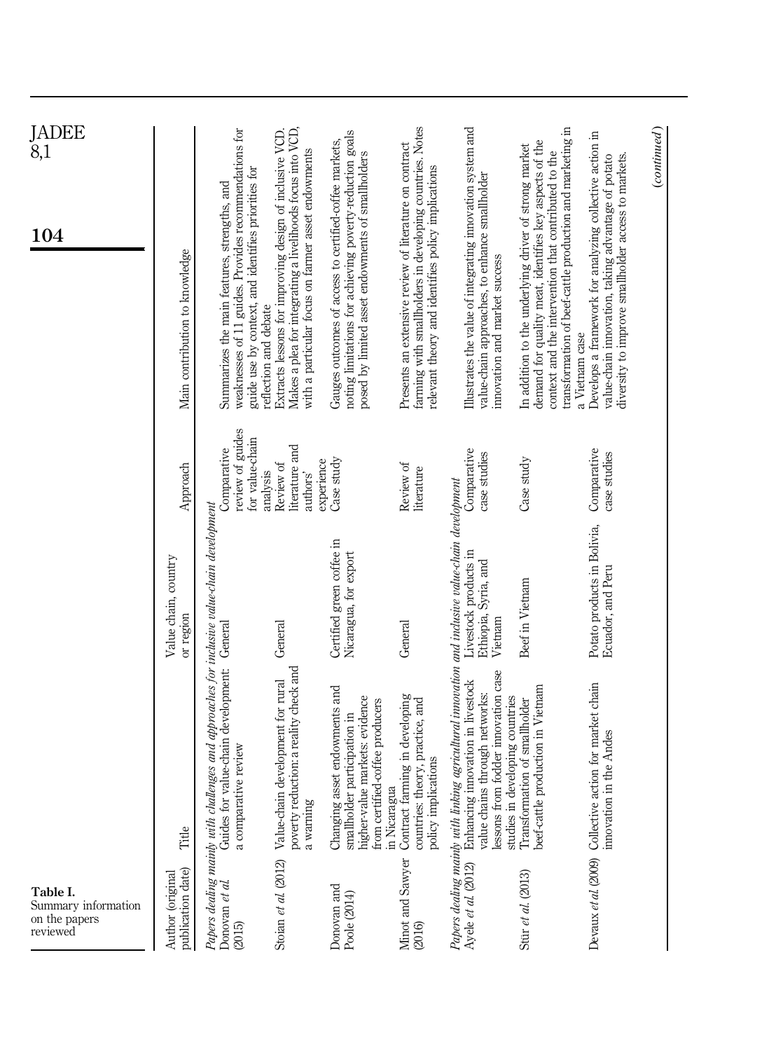**Table I.** Summary information on the papers reviewed

| Author (original publication date) | Title | Value chain, country or region | Approach | Main contribution to knowledge |
|---|---|---|---|---|
| *Papers dealing mainly with challenges and approaches for inclusive value-chain development* | | | | |
| Donovan *et al.* (2015) | Guides for value-chain development: a comparative review | General | Comparative review of guides for value-chain analysis | Summarizes the main features, strengths, and weaknesses of 11 guides. Provides recommendations for guide use by context, and identifies priorities for reflection and debate |
| Stoian *et al.* (2012) | Value-chain development for rural poverty reduction: a reality check and a warning | General | Review of literature and authors' experience | Extracts lessons for improving design of inclusive VCD. Makes a plea for integrating a livelihoods focus into VCD, with a particular focus on farmer asset endowments |
| Donovan and Poole (2014) | Changing asset endowments and smallholder participation in higher-value markets: evidence from certified-coffee producers in Nicaragua | Certified green coffee in Nicaragua, for export | Case study | Gauges outcomes of access to certified-coffee markets, noting limitations for achieving poverty-reduction goals posed by limited asset endowments of smallholders |
| Minot and Sawyer (2016) | Contract farming in developing countries: theory, practice, and policy implications | General | Review of literature | Presents an extensive review of literature on contract farming with smallholders in developing countries. Notes relevant theory and identifies policy implications |
| *Papers dealing mainly with linking agricultural innovation and inclusive value-chain development* | | | | |
| Ayele *et al.* (2012) | Enhancing innovation in livestock value chains through networks: lessons from fodder innovation case studies in developing countries | Livestock products in Ethiopia, Syria, and Vietnam | Comparative case studies | Illustrates the value of integrating innovation system and value-chain approaches, to enhance smallholder innovation and market success |
| Stür *et al.* (2013) | Transformation of smallholder beef-cattle production in Vietnam | Beef in Vietnam | Case study | In addition to the underlying driver of strong market demand for quality meat, identifies key aspects of the context and the intervention that contributed to the transformation of beef-cattle production and marketing in a Vietnam case |
| Devaux *et al.* (2009) | Collective action for market chain innovation in the Andes | Potato products in Bolivia, Ecuador, and Peru | Comparative case studies | Develops a framework for analyzing collective action in value-chain innovation, taking advantage of potato diversity to improve smallholder access to markets. |

(*continued*)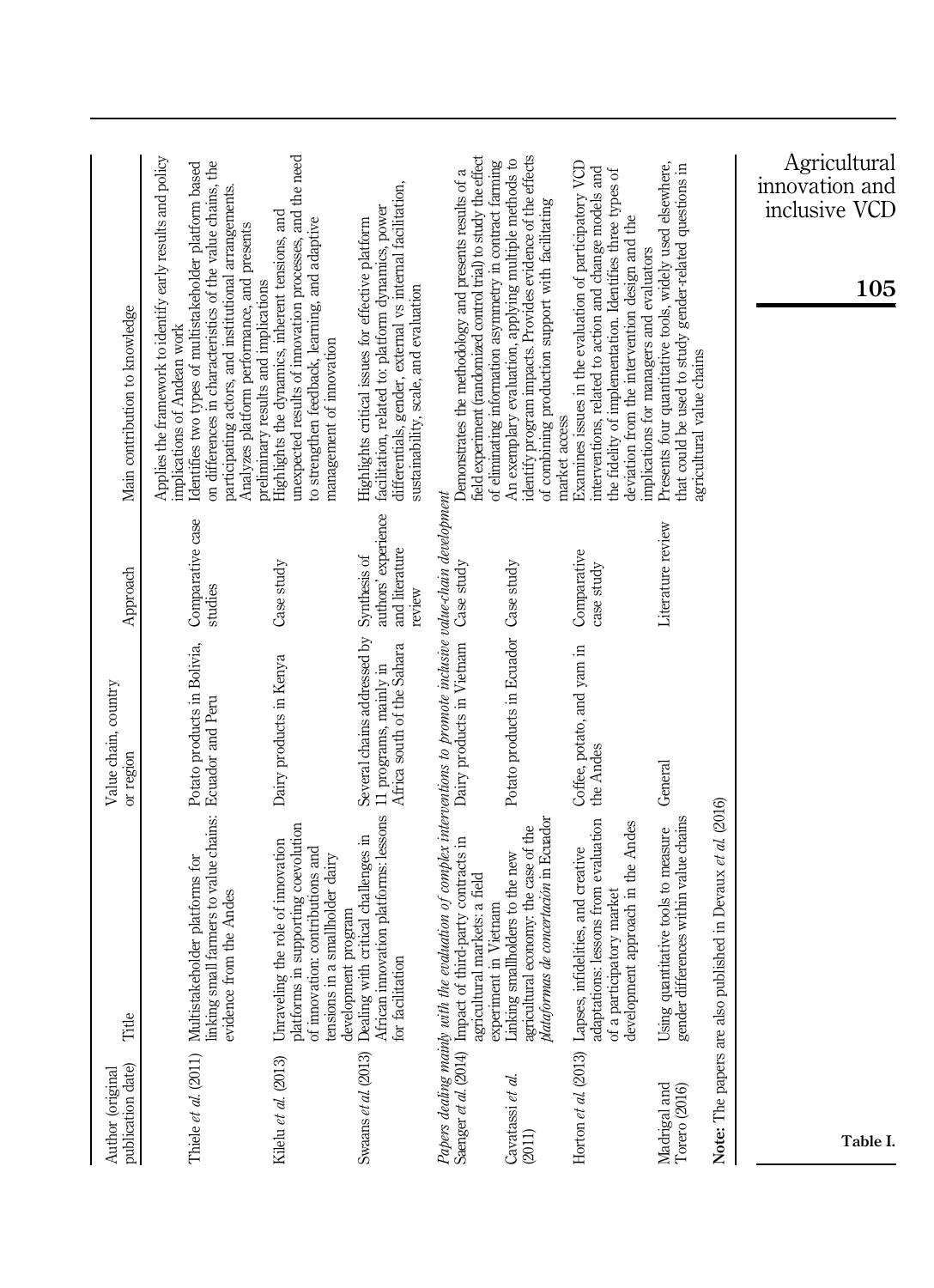| Author (original publication date) | Title | Value chain, country or region | Approach | Main contribution to knowledge |
|---|---|---|---|---|
| | | | | Applies the framework to identify early results and policy implications of Andean work |
| Thiele *et al.* (2011) | Multistakeholder platforms for linking small farmers to value chains: evidence from the Andes | Potato products in Bolivia, Ecuador and Peru | Comparative case studies | Identifies two types of multistakeholder platform based on differences in characteristics of the value chains, the participating actors, and institutional arrangements. Analyzes platform performance, and presents preliminary results and implications |
| Kilelu *et al.* (2013) | Unraveling the role of innovation platforms in supporting coevolution of innovation: contributions and tensions in a smallholder dairy development program | Dairy products in Kenya | Case study | Highlights the dynamics, inherent tensions, and unexpected results of innovation processes, and the need to strengthen feedback, learning, and adaptive management of innovation |
| Swaans *et al.* (2013) | Dealing with critical challenges in African innovation platforms: lessons for facilitation | Several chains addressed by 11 programs, mainly in Africa south of the Sahara | Synthesis of authors' experience and literature review | Highlights critical issues for effective platform facilitation, related to: platform dynamics, power differentials, gender, external vs internal facilitation, sustainability, scale, and evaluation |
| *Papers dealing mainly with the evaluation of complex interventions to promote inclusive value-chain development* | | | | |
| Saenger *et al.* (2014) | Impact of third-party contracts in agricultural markets: a field experiment in Vietnam | Dairy products in Vietnam | Case study | Demonstrates the methodology and presents results of a field experiment (randomized control trial) to study the effect of eliminating information asymmetry in contract farming |
| Cavatassi *et al.* (2011) | Linking smallholders to the new agricultural economy: the case of the *plataformas de concertación* in Ecuador | Potato products in Ecuador | Case study | An exemplary evaluation, applying multiple methods to identify program impacts. Provides evidence of the effects of combining production support with facilitating market access |
| Horton *et al.* (2013) | Lapses, infidelities, and creative adaptations: lessons from evaluation of a participatory market development approach in the Andes | Coffee, potato, and yam in the Andes | Comparative case study | Examines issues in the evaluation of participatory VCD interventions, related to action and change models and the fidelity of implementation. Identifies three types of deviation from the intervention design and the implications for managers and evaluators |
| Madrigal and Torero (2016) | Using quantitative tools to measure gender differences within value chains | General | Literature review | Presents four quantitative tools, widely used elsewhere, that could be used to study gender-related questions in agricultural value chains |

**Note:** The papers are also published in Devaux *et al.* (2016)

**Table I.**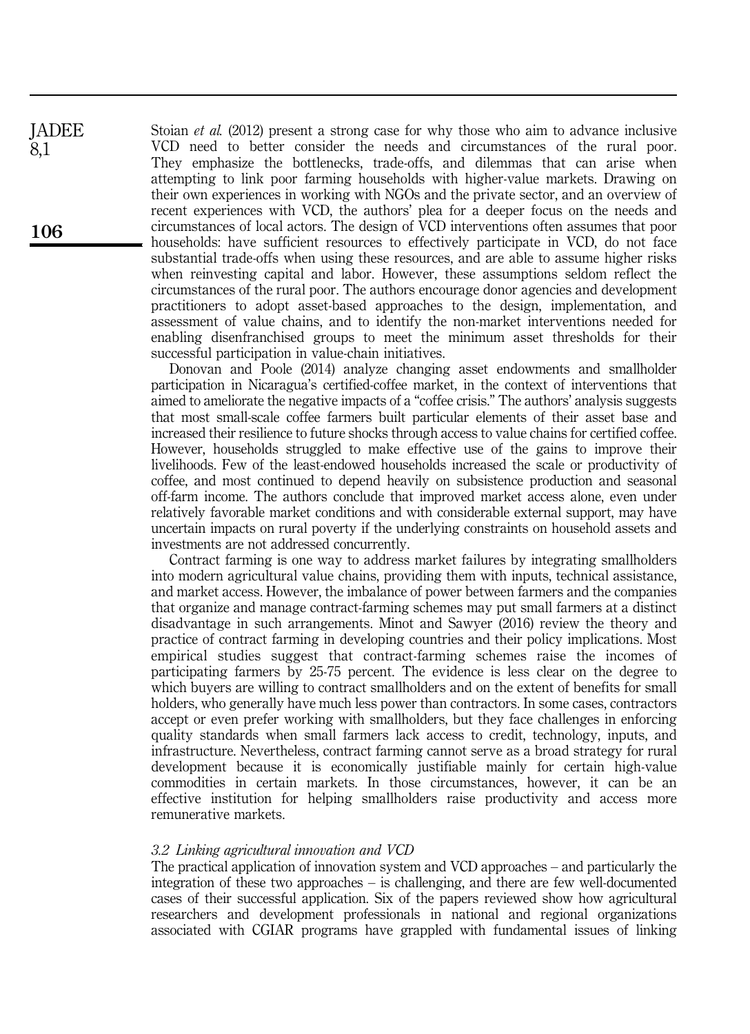Stoian *et al.* (2012) present a strong case for why those who aim to advance inclusive VCD need to better consider the needs and circumstances of the rural poor. They emphasize the bottlenecks, trade-offs, and dilemmas that can arise when attempting to link poor farming households with higher-value markets. Drawing on their own experiences in working with NGOs and the private sector, and an overview of recent experiences with VCD, the authors' plea for a deeper focus on the needs and circumstances of local actors. The design of VCD interventions often assumes that poor households: have sufficient resources to effectively participate in VCD, do not face substantial trade-offs when using these resources, and are able to assume higher risks when reinvesting capital and labor. However, these assumptions seldom reflect the circumstances of the rural poor. The authors encourage donor agencies and development practitioners to adopt asset-based approaches to the design, implementation, and assessment of value chains, and to identify the non-market interventions needed for enabling disenfranchised groups to meet the minimum asset thresholds for their successful participation in value-chain initiatives.

Donovan and Poole (2014) analyze changing asset endowments and smallholder participation in Nicaragua's certified-coffee market, in the context of interventions that aimed to ameliorate the negative impacts of a "coffee crisis." The authors' analysis suggests that most small-scale coffee farmers built particular elements of their asset base and increased their resilience to future shocks through access to value chains for certified coffee. However, households struggled to make effective use of the gains to improve their livelihoods. Few of the least-endowed households increased the scale or productivity of coffee, and most continued to depend heavily on subsistence production and seasonal off-farm income. The authors conclude that improved market access alone, even under relatively favorable market conditions and with considerable external support, may have uncertain impacts on rural poverty if the underlying constraints on household assets and investments are not addressed concurrently.

Contract farming is one way to address market failures by integrating smallholders into modern agricultural value chains, providing them with inputs, technical assistance, and market access. However, the imbalance of power between farmers and the companies that organize and manage contract-farming schemes may put small farmers at a distinct disadvantage in such arrangements. Minot and Sawyer (2016) review the theory and practice of contract farming in developing countries and their policy implications. Most empirical studies suggest that contract-farming schemes raise the incomes of participating farmers by 25-75 percent. The evidence is less clear on the degree to which buyers are willing to contract smallholders and on the extent of benefits for small holders, who generally have much less power than contractors. In some cases, contractors accept or even prefer working with smallholders, but they face challenges in enforcing quality standards when small farmers lack access to credit, technology, inputs, and infrastructure. Nevertheless, contract farming cannot serve as a broad strategy for rural development because it is economically justifiable mainly for certain high-value commodities in certain markets. In those circumstances, however, it can be an effective institution for helping smallholders raise productivity and access more remunerative markets.

### *3.2 Linking agricultural innovation and VCD*

The practical application of innovation system and VCD approaches – and particularly the integration of these two approaches – is challenging, and there are few well-documented cases of their successful application. Six of the papers reviewed show how agricultural researchers and development professionals in national and regional organizations associated with CGIAR programs have grappled with fundamental issues of linking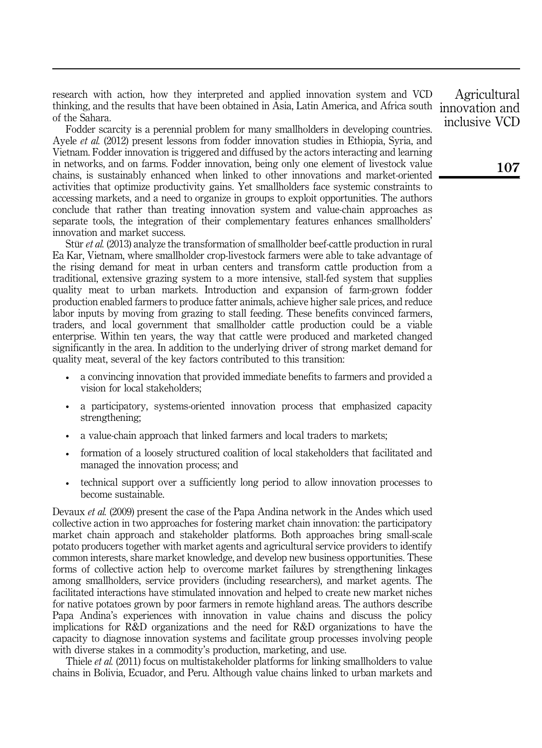research with action, how they interpreted and applied innovation system and VCD thinking, and the results that have been obtained in Asia, Latin America, and Africa south of the Sahara.

Fodder scarcity is a perennial problem for many smallholders in developing countries. Ayele *et al.* (2012) present lessons from fodder innovation studies in Ethiopia, Syria, and Vietnam. Fodder innovation is triggered and diffused by the actors interacting and learning in networks, and on farms. Fodder innovation, being only one element of livestock value chains, is sustainably enhanced when linked to other innovations and market-oriented activities that optimize productivity gains. Yet smallholders face systemic constraints to accessing markets, and a need to organize in groups to exploit opportunities. The authors conclude that rather than treating innovation system and value-chain approaches as separate tools, the integration of their complementary features enhances smallholders' innovation and market success.

Stür *et al.* (2013) analyze the transformation of smallholder beef-cattle production in rural Ea Kar, Vietnam, where smallholder crop-livestock farmers were able to take advantage of the rising demand for meat in urban centers and transform cattle production from a traditional, extensive grazing system to a more intensive, stall-fed system that supplies quality meat to urban markets. Introduction and expansion of farm-grown fodder production enabled farmers to produce fatter animals, achieve higher sale prices, and reduce labor inputs by moving from grazing to stall feeding. These benefits convinced farmers, traders, and local government that smallholder cattle production could be a viable enterprise. Within ten years, the way that cattle were produced and marketed changed significantly in the area. In addition to the underlying driver of strong market demand for quality meat, several of the key factors contributed to this transition:

- a convincing innovation that provided immediate benefits to farmers and provided a vision for local stakeholders;
- a participatory, systems-oriented innovation process that emphasized capacity strengthening;
- a value-chain approach that linked farmers and local traders to markets;
- formation of a loosely structured coalition of local stakeholders that facilitated and managed the innovation process; and
- technical support over a sufficiently long period to allow innovation processes to become sustainable.

Devaux *et al.* (2009) present the case of the Papa Andina network in the Andes which used collective action in two approaches for fostering market chain innovation: the participatory market chain approach and stakeholder platforms. Both approaches bring small-scale potato producers together with market agents and agricultural service providers to identify common interests, share market knowledge, and develop new business opportunities. These forms of collective action help to overcome market failures by strengthening linkages among smallholders, service providers (including researchers), and market agents. The facilitated interactions have stimulated innovation and helped to create new market niches for native potatoes grown by poor farmers in remote highland areas. The authors describe Papa Andina's experiences with innovation in value chains and discuss the policy implications for R&D organizations and the need for R&D organizations to have the capacity to diagnose innovation systems and facilitate group processes involving people with diverse stakes in a commodity's production, marketing, and use.

Thiele *et al.* (2011) focus on multistakeholder platforms for linking smallholders to value chains in Bolivia, Ecuador, and Peru. Although value chains linked to urban markets and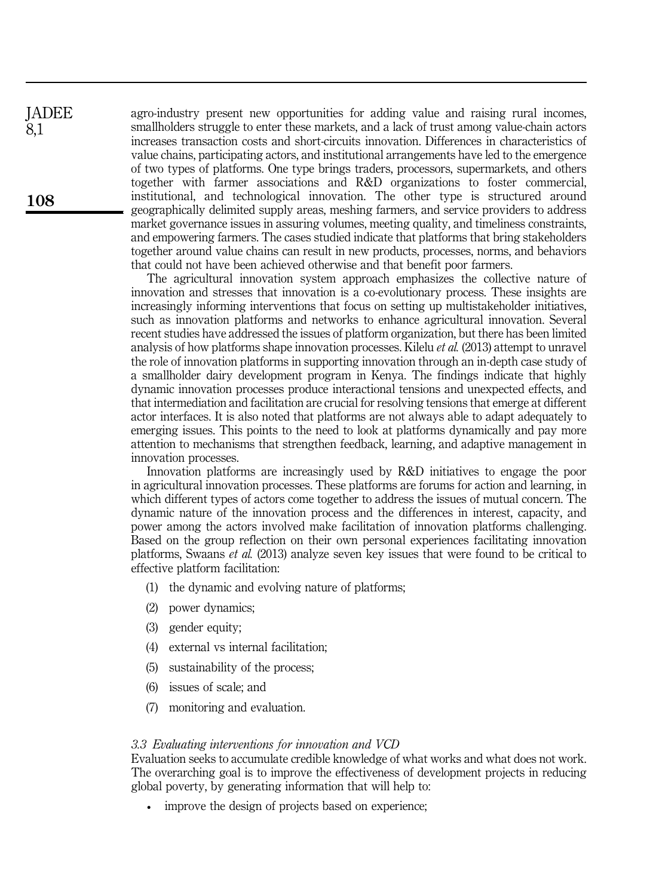agro-industry present new opportunities for adding value and raising rural incomes, smallholders struggle to enter these markets, and a lack of trust among value-chain actors increases transaction costs and short-circuits innovation. Differences in characteristics of value chains, participating actors, and institutional arrangements have led to the emergence of two types of platforms. One type brings traders, processors, supermarkets, and others together with farmer associations and R&D organizations to foster commercial, institutional, and technological innovation. The other type is structured around geographically delimited supply areas, meshing farmers, and service providers to address market governance issues in assuring volumes, meeting quality, and timeliness constraints, and empowering farmers. The cases studied indicate that platforms that bring stakeholders together around value chains can result in new products, processes, norms, and behaviors that could not have been achieved otherwise and that benefit poor farmers.

The agricultural innovation system approach emphasizes the collective nature of innovation and stresses that innovation is a co-evolutionary process. These insights are increasingly informing interventions that focus on setting up multistakeholder initiatives, such as innovation platforms and networks to enhance agricultural innovation. Several recent studies have addressed the issues of platform organization, but there has been limited analysis of how platforms shape innovation processes. Kilelu *et al.* (2013) attempt to unravel the role of innovation platforms in supporting innovation through an in-depth case study of a smallholder dairy development program in Kenya. The findings indicate that highly dynamic innovation processes produce interactional tensions and unexpected effects, and that intermediation and facilitation are crucial for resolving tensions that emerge at different actor interfaces. It is also noted that platforms are not always able to adapt adequately to emerging issues. This points to the need to look at platforms dynamically and pay more attention to mechanisms that strengthen feedback, learning, and adaptive management in innovation processes.

Innovation platforms are increasingly used by R&D initiatives to engage the poor in agricultural innovation processes. These platforms are forums for action and learning, in which different types of actors come together to address the issues of mutual concern. The dynamic nature of the innovation process and the differences in interest, capacity, and power among the actors involved make facilitation of innovation platforms challenging. Based on the group reflection on their own personal experiences facilitating innovation platforms, Swaans *et al.* (2013) analyze seven key issues that were found to be critical to effective platform facilitation:

1. the dynamic and evolving nature of platforms;
2. power dynamics;
3. gender equity;
4. external vs internal facilitation;
5. sustainability of the process;
6. issues of scale; and
7. monitoring and evaluation.

### *3.3 Evaluating interventions for innovation and VCD*

Evaluation seeks to accumulate credible knowledge of what works and what does not work. The overarching goal is to improve the effectiveness of development projects in reducing global poverty, by generating information that will help to:

- improve the design of projects based on experience;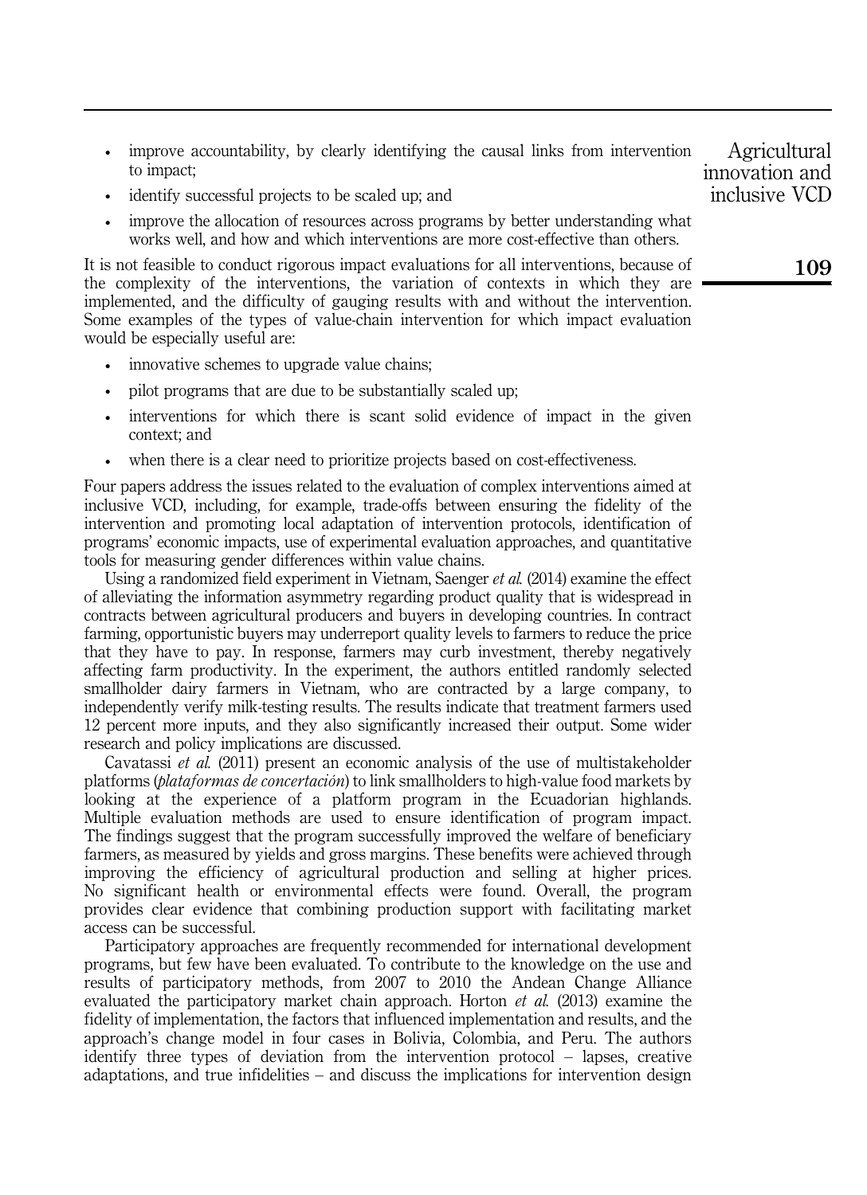- improve accountability, by clearly identifying the causal links from intervention to impact;
- identify successful projects to be scaled up; and
- improve the allocation of resources across programs by better understanding what works well, and how and which interventions are more cost-effective than others.

It is not feasible to conduct rigorous impact evaluations for all interventions, because of the complexity of the interventions, the variation of contexts in which they are implemented, and the difficulty of gauging results with and without the intervention. Some examples of the types of value-chain intervention for which impact evaluation would be especially useful are:

- innovative schemes to upgrade value chains;
- pilot programs that are due to be substantially scaled up;
- interventions for which there is scant solid evidence of impact in the given context; and
- when there is a clear need to prioritize projects based on cost-effectiveness.

Four papers address the issues related to the evaluation of complex interventions aimed at inclusive VCD, including, for example, trade-offs between ensuring the fidelity of the intervention and promoting local adaptation of intervention protocols, identification of programs' economic impacts, use of experimental evaluation approaches, and quantitative tools for measuring gender differences within value chains.

Using a randomized field experiment in Vietnam, Saenger *et al.* (2014) examine the effect of alleviating the information asymmetry regarding product quality that is widespread in contracts between agricultural producers and buyers in developing countries. In contract farming, opportunistic buyers may underreport quality levels to farmers to reduce the price that they have to pay. In response, farmers may curb investment, thereby negatively affecting farm productivity. In the experiment, the authors entitled randomly selected smallholder dairy farmers in Vietnam, who are contracted by a large company, to independently verify milk-testing results. The results indicate that treatment farmers used 12 percent more inputs, and they also significantly increased their output. Some wider research and policy implications are discussed.

Cavatassi *et al.* (2011) present an economic analysis of the use of multistakeholder platforms (*plataformas de concertación*) to link smallholders to high-value food markets by looking at the experience of a platform program in the Ecuadorian highlands. Multiple evaluation methods are used to ensure identification of program impact. The findings suggest that the program successfully improved the welfare of beneficiary farmers, as measured by yields and gross margins. These benefits were achieved through improving the efficiency of agricultural production and selling at higher prices. No significant health or environmental effects were found. Overall, the program provides clear evidence that combining production support with facilitating market access can be successful.

Participatory approaches are frequently recommended for international development programs, but few have been evaluated. To contribute to the knowledge on the use and results of participatory methods, from 2007 to 2010 the Andean Change Alliance evaluated the participatory market chain approach. Horton *et al.* (2013) examine the fidelity of implementation, the factors that influenced implementation and results, and the approach's change model in four cases in Bolivia, Colombia, and Peru. The authors identify three types of deviation from the intervention protocol – lapses, creative adaptations, and true infidelities – and discuss the implications for intervention design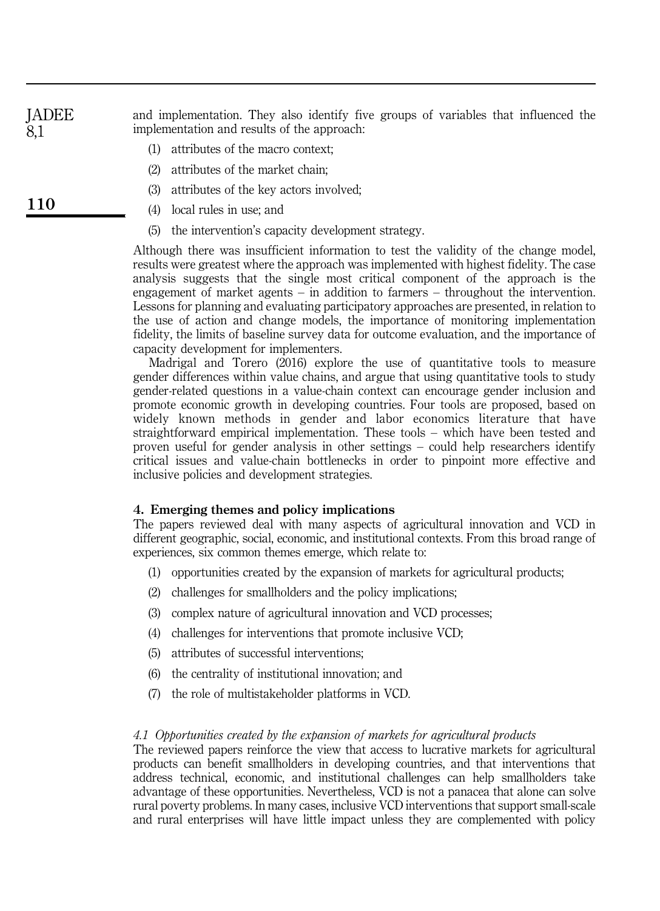and implementation. They also identify five groups of variables that influenced the implementation and results of the approach:

(1) attributes of the macro context;

(2) attributes of the market chain;

(3) attributes of the key actors involved;

(4) local rules in use; and

(5) the intervention's capacity development strategy.

Although there was insufficient information to test the validity of the change model, results were greatest where the approach was implemented with highest fidelity. The case analysis suggests that the single most critical component of the approach is the engagement of market agents – in addition to farmers – throughout the intervention. Lessons for planning and evaluating participatory approaches are presented, in relation to the use of action and change models, the importance of monitoring implementation fidelity, the limits of baseline survey data for outcome evaluation, and the importance of capacity development for implementers.

Madrigal and Torero (2016) explore the use of quantitative tools to measure gender differences within value chains, and argue that using quantitative tools to study gender-related questions in a value-chain context can encourage gender inclusion and promote economic growth in developing countries. Four tools are proposed, based on widely known methods in gender and labor economics literature that have straightforward empirical implementation. These tools – which have been tested and proven useful for gender analysis in other settings – could help researchers identify critical issues and value-chain bottlenecks in order to pinpoint more effective and inclusive policies and development strategies.

## 4. Emerging themes and policy implications

The papers reviewed deal with many aspects of agricultural innovation and VCD in different geographic, social, economic, and institutional contexts. From this broad range of experiences, six common themes emerge, which relate to:

(1) opportunities created by the expansion of markets for agricultural products;

(2) challenges for smallholders and the policy implications;

(3) complex nature of agricultural innovation and VCD processes;

(4) challenges for interventions that promote inclusive VCD;

(5) attributes of successful interventions;

(6) the centrality of institutional innovation; and

(7) the role of multistakeholder platforms in VCD.

### *4.1 Opportunities created by the expansion of markets for agricultural products*

The reviewed papers reinforce the view that access to lucrative markets for agricultural products can benefit smallholders in developing countries, and that interventions that address technical, economic, and institutional challenges can help smallholders take advantage of these opportunities. Nevertheless, VCD is not a panacea that alone can solve rural poverty problems. In many cases, inclusive VCD interventions that support small-scale and rural enterprises will have little impact unless they are complemented with policy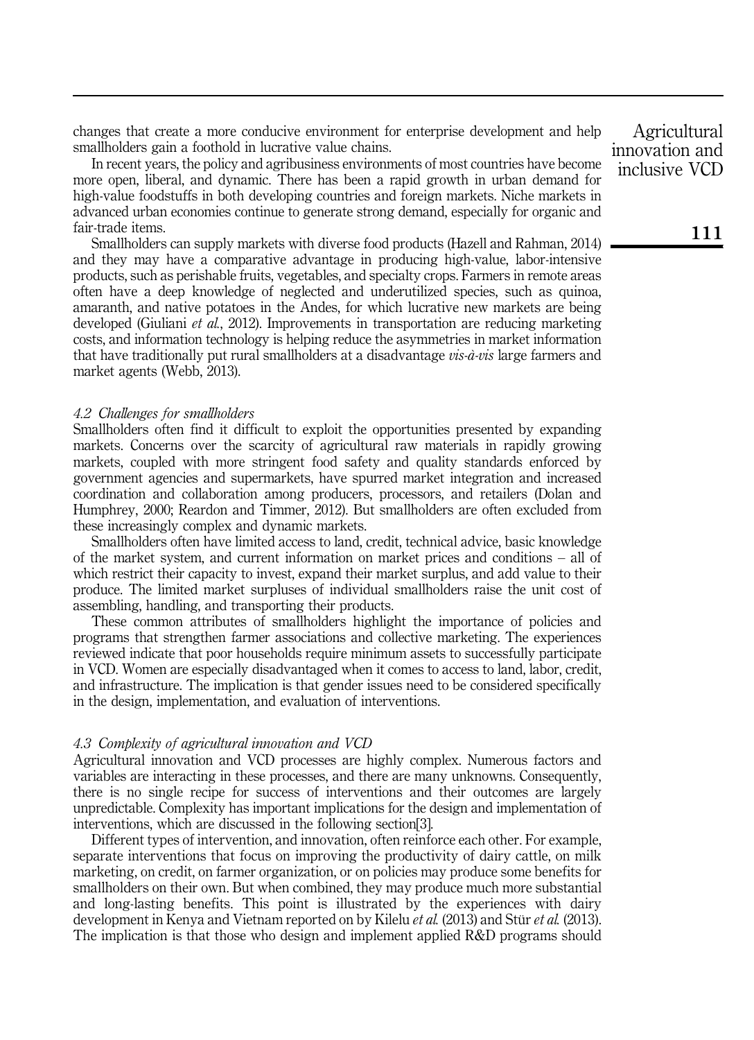changes that create a more conducive environment for enterprise development and help smallholders gain a foothold in lucrative value chains.

In recent years, the policy and agribusiness environments of most countries have become more open, liberal, and dynamic. There has been a rapid growth in urban demand for high-value foodstuffs in both developing countries and foreign markets. Niche markets in advanced urban economies continue to generate strong demand, especially for organic and fair-trade items.

Smallholders can supply markets with diverse food products (Hazell and Rahman, 2014) and they may have a comparative advantage in producing high-value, labor-intensive products, such as perishable fruits, vegetables, and specialty crops. Farmers in remote areas often have a deep knowledge of neglected and underutilized species, such as quinoa, amaranth, and native potatoes in the Andes, for which lucrative new markets are being developed (Giuliani *et al.*, 2012). Improvements in transportation are reducing marketing costs, and information technology is helping reduce the asymmetries in market information that have traditionally put rural smallholders at a disadvantage *vis-à-vis* large farmers and market agents (Webb, 2013).

### *4.2 Challenges for smallholders*

Smallholders often find it difficult to exploit the opportunities presented by expanding markets. Concerns over the scarcity of agricultural raw materials in rapidly growing markets, coupled with more stringent food safety and quality standards enforced by government agencies and supermarkets, have spurred market integration and increased coordination and collaboration among producers, processors, and retailers (Dolan and Humphrey, 2000; Reardon and Timmer, 2012). But smallholders are often excluded from these increasingly complex and dynamic markets.

Smallholders often have limited access to land, credit, technical advice, basic knowledge of the market system, and current information on market prices and conditions – all of which restrict their capacity to invest, expand their market surplus, and add value to their produce. The limited market surpluses of individual smallholders raise the unit cost of assembling, handling, and transporting their products.

These common attributes of smallholders highlight the importance of policies and programs that strengthen farmer associations and collective marketing. The experiences reviewed indicate that poor households require minimum assets to successfully participate in VCD. Women are especially disadvantaged when it comes to access to land, labor, credit, and infrastructure. The implication is that gender issues need to be considered specifically in the design, implementation, and evaluation of interventions.

### *4.3 Complexity of agricultural innovation and VCD*

Agricultural innovation and VCD processes are highly complex. Numerous factors and variables are interacting in these processes, and there are many unknowns. Consequently, there is no single recipe for success of interventions and their outcomes are largely unpredictable. Complexity has important implications for the design and implementation of interventions, which are discussed in the following section[3].

Different types of intervention, and innovation, often reinforce each other. For example, separate interventions that focus on improving the productivity of dairy cattle, on milk marketing, on credit, on farmer organization, or on policies may produce some benefits for smallholders on their own. But when combined, they may produce much more substantial and long-lasting benefits. This point is illustrated by the experiences with dairy development in Kenya and Vietnam reported on by Kilelu *et al.* (2013) and Stür *et al.* (2013). The implication is that those who design and implement applied R&D programs should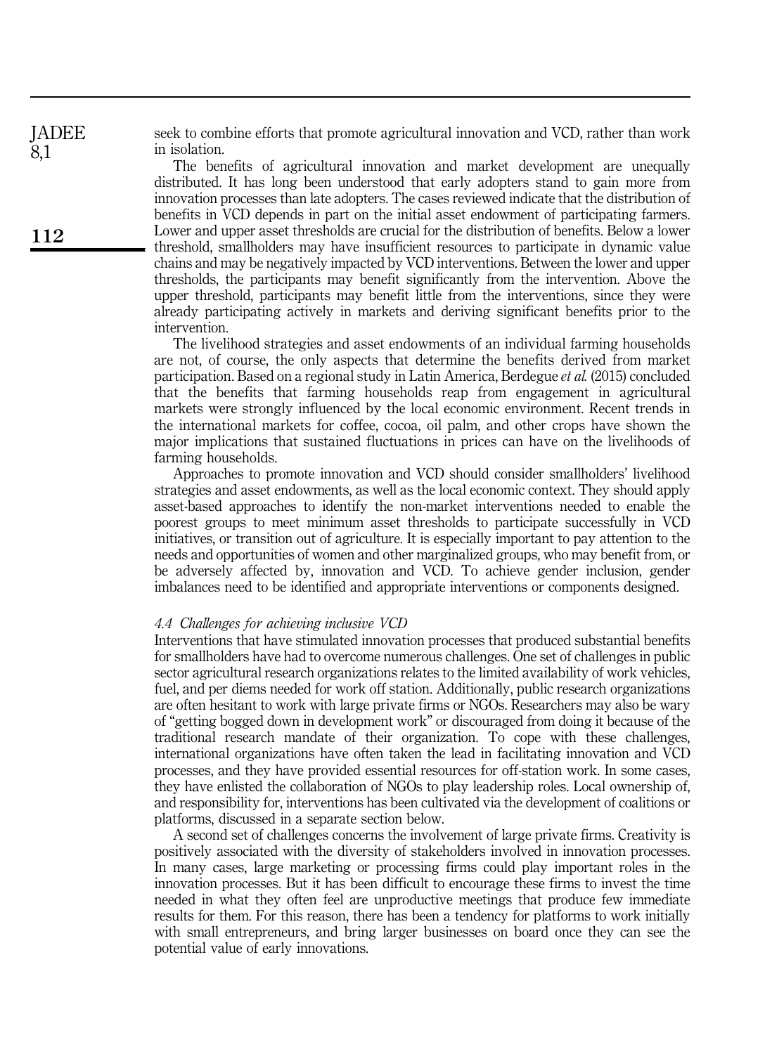seek to combine efforts that promote agricultural innovation and VCD, rather than work in isolation.

The benefits of agricultural innovation and market development are unequally distributed. It has long been understood that early adopters stand to gain more from innovation processes than late adopters. The cases reviewed indicate that the distribution of benefits in VCD depends in part on the initial asset endowment of participating farmers. Lower and upper asset thresholds are crucial for the distribution of benefits. Below a lower threshold, smallholders may have insufficient resources to participate in dynamic value chains and may be negatively impacted by VCD interventions. Between the lower and upper thresholds, the participants may benefit significantly from the intervention. Above the upper threshold, participants may benefit little from the interventions, since they were already participating actively in markets and deriving significant benefits prior to the intervention.

The livelihood strategies and asset endowments of an individual farming households are not, of course, the only aspects that determine the benefits derived from market participation. Based on a regional study in Latin America, Berdegue *et al.* (2015) concluded that the benefits that farming households reap from engagement in agricultural markets were strongly influenced by the local economic environment. Recent trends in the international markets for coffee, cocoa, oil palm, and other crops have shown the major implications that sustained fluctuations in prices can have on the livelihoods of farming households.

Approaches to promote innovation and VCD should consider smallholders' livelihood strategies and asset endowments, as well as the local economic context. They should apply asset-based approaches to identify the non-market interventions needed to enable the poorest groups to meet minimum asset thresholds to participate successfully in VCD initiatives, or transition out of agriculture. It is especially important to pay attention to the needs and opportunities of women and other marginalized groups, who may benefit from, or be adversely affected by, innovation and VCD. To achieve gender inclusion, gender imbalances need to be identified and appropriate interventions or components designed.

### *4.4 Challenges for achieving inclusive VCD*

Interventions that have stimulated innovation processes that produced substantial benefits for smallholders have had to overcome numerous challenges. One set of challenges in public sector agricultural research organizations relates to the limited availability of work vehicles, fuel, and per diems needed for work off station. Additionally, public research organizations are often hesitant to work with large private firms or NGOs. Researchers may also be wary of "getting bogged down in development work" or discouraged from doing it because of the traditional research mandate of their organization. To cope with these challenges, international organizations have often taken the lead in facilitating innovation and VCD processes, and they have provided essential resources for off-station work. In some cases, they have enlisted the collaboration of NGOs to play leadership roles. Local ownership of, and responsibility for, interventions has been cultivated via the development of coalitions or platforms, discussed in a separate section below.

A second set of challenges concerns the involvement of large private firms. Creativity is positively associated with the diversity of stakeholders involved in innovation processes. In many cases, large marketing or processing firms could play important roles in the innovation processes. But it has been difficult to encourage these firms to invest the time needed in what they often feel are unproductive meetings that produce few immediate results for them. For this reason, there has been a tendency for platforms to work initially with small entrepreneurs, and bring larger businesses on board once they can see the potential value of early innovations.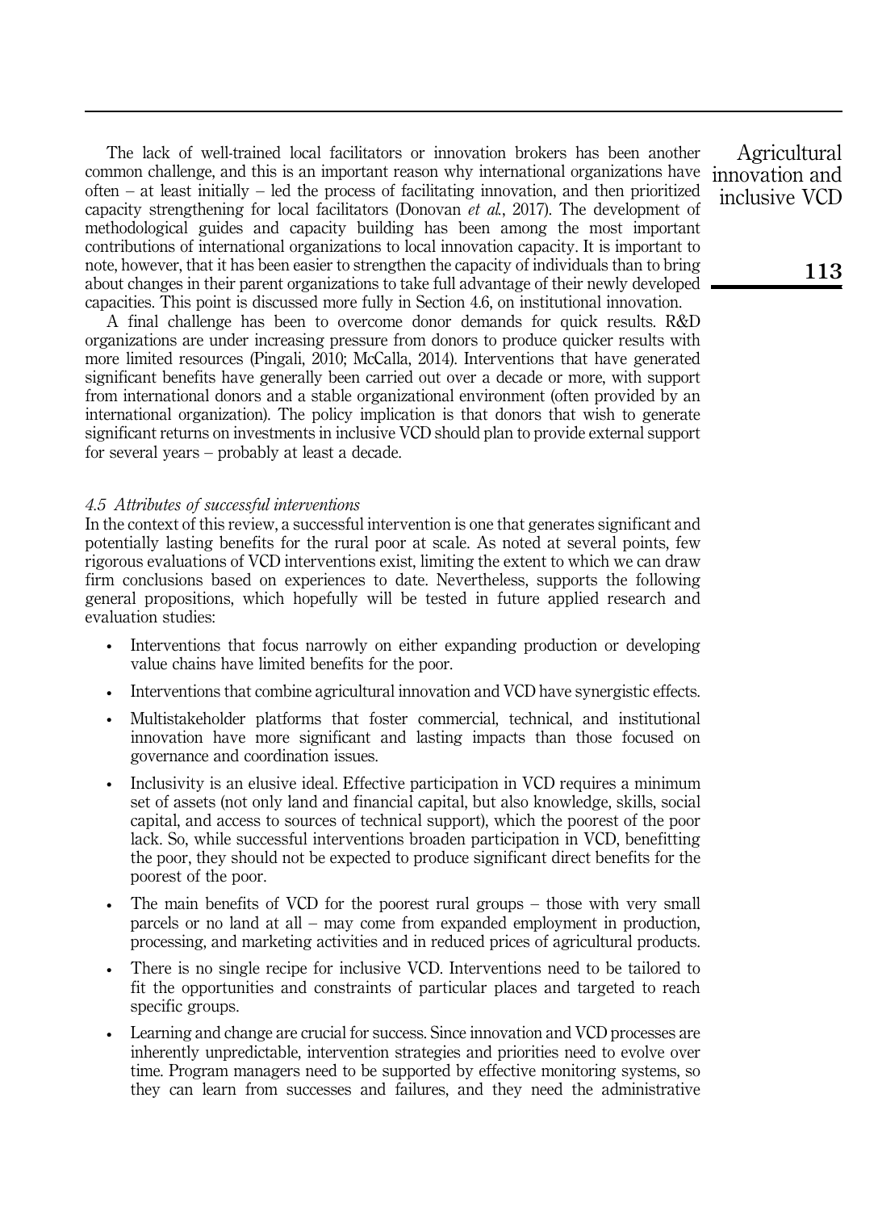The lack of well-trained local facilitators or innovation brokers has been another common challenge, and this is an important reason why international organizations have often – at least initially – led the process of facilitating innovation, and then prioritized capacity strengthening for local facilitators (Donovan *et al.*, 2017). The development of methodological guides and capacity building has been among the most important contributions of international organizations to local innovation capacity. It is important to note, however, that it has been easier to strengthen the capacity of individuals than to bring about changes in their parent organizations to take full advantage of their newly developed capacities. This point is discussed more fully in Section 4.6, on institutional innovation.

A final challenge has been to overcome donor demands for quick results. R&D organizations are under increasing pressure from donors to produce quicker results with more limited resources (Pingali, 2010; McCalla, 2014). Interventions that have generated significant benefits have generally been carried out over a decade or more, with support from international donors and a stable organizational environment (often provided by an international organization). The policy implication is that donors that wish to generate significant returns on investments in inclusive VCD should plan to provide external support for several years – probably at least a decade.

### *4.5 Attributes of successful interventions*

In the context of this review, a successful intervention is one that generates significant and potentially lasting benefits for the rural poor at scale. As noted at several points, few rigorous evaluations of VCD interventions exist, limiting the extent to which we can draw firm conclusions based on experiences to date. Nevertheless, supports the following general propositions, which hopefully will be tested in future applied research and evaluation studies:

- Interventions that focus narrowly on either expanding production or developing value chains have limited benefits for the poor.
- Interventions that combine agricultural innovation and VCD have synergistic effects.
- Multistakeholder platforms that foster commercial, technical, and institutional innovation have more significant and lasting impacts than those focused on governance and coordination issues.
- Inclusivity is an elusive ideal. Effective participation in VCD requires a minimum set of assets (not only land and financial capital, but also knowledge, skills, social capital, and access to sources of technical support), which the poorest of the poor lack. So, while successful interventions broaden participation in VCD, benefitting the poor, they should not be expected to produce significant direct benefits for the poorest of the poor.
- The main benefits of VCD for the poorest rural groups – those with very small parcels or no land at all – may come from expanded employment in production, processing, and marketing activities and in reduced prices of agricultural products.
- There is no single recipe for inclusive VCD. Interventions need to be tailored to fit the opportunities and constraints of particular places and targeted to reach specific groups.
- Learning and change are crucial for success. Since innovation and VCD processes are inherently unpredictable, intervention strategies and priorities need to evolve over time. Program managers need to be supported by effective monitoring systems, so they can learn from successes and failures, and they need the administrative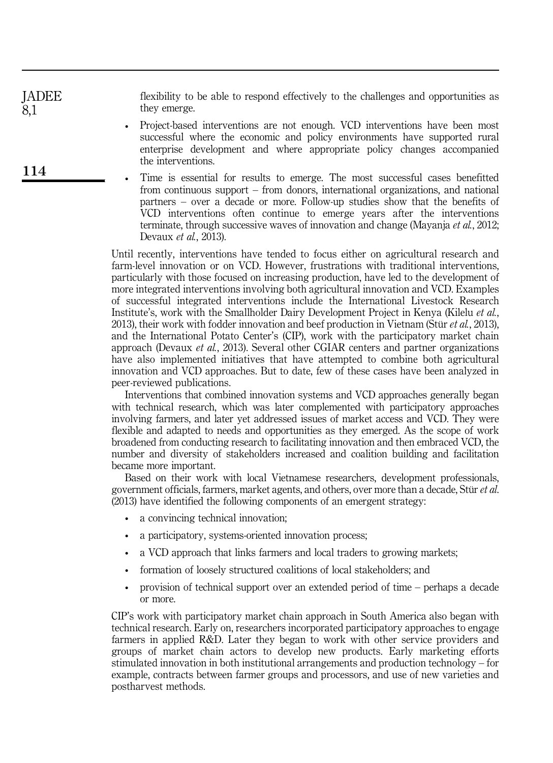flexibility to be able to respond effectively to the challenges and opportunities as they emerge.

- Project-based interventions are not enough. VCD interventions have been most successful where the economic and policy environments have supported rural enterprise development and where appropriate policy changes accompanied the interventions.
- Time is essential for results to emerge. The most successful cases benefitted from continuous support – from donors, international organizations, and national partners – over a decade or more. Follow-up studies show that the benefits of VCD interventions often continue to emerge years after the interventions terminate, through successive waves of innovation and change (Mayanja *et al.*, 2012; Devaux *et al.*, 2013).

Until recently, interventions have tended to focus either on agricultural research and farm-level innovation or on VCD. However, frustrations with traditional interventions, particularly with those focused on increasing production, have led to the development of more integrated interventions involving both agricultural innovation and VCD. Examples of successful integrated interventions include the International Livestock Research Institute's, work with the Smallholder Dairy Development Project in Kenya (Kilelu *et al.*, 2013), their work with fodder innovation and beef production in Vietnam (Stür *et al.*, 2013), and the International Potato Center's (CIP), work with the participatory market chain approach (Devaux *et al.*, 2013). Several other CGIAR centers and partner organizations have also implemented initiatives that have attempted to combine both agricultural innovation and VCD approaches. But to date, few of these cases have been analyzed in peer-reviewed publications.

Interventions that combined innovation systems and VCD approaches generally began with technical research, which was later complemented with participatory approaches involving farmers, and later yet addressed issues of market access and VCD. They were flexible and adapted to needs and opportunities as they emerged. As the scope of work broadened from conducting research to facilitating innovation and then embraced VCD, the number and diversity of stakeholders increased and coalition building and facilitation became more important.

Based on their work with local Vietnamese researchers, development professionals, government officials, farmers, market agents, and others, over more than a decade, Stür *et al.* (2013) have identified the following components of an emergent strategy:

- a convincing technical innovation;
- a participatory, systems-oriented innovation process;
- a VCD approach that links farmers and local traders to growing markets;
- formation of loosely structured coalitions of local stakeholders; and
- provision of technical support over an extended period of time – perhaps a decade or more.

CIP's work with participatory market chain approach in South America also began with technical research. Early on, researchers incorporated participatory approaches to engage farmers in applied R&D. Later they began to work with other service providers and groups of market chain actors to develop new products. Early marketing efforts stimulated innovation in both institutional arrangements and production technology – for example, contracts between farmer groups and processors, and use of new varieties and postharvest methods.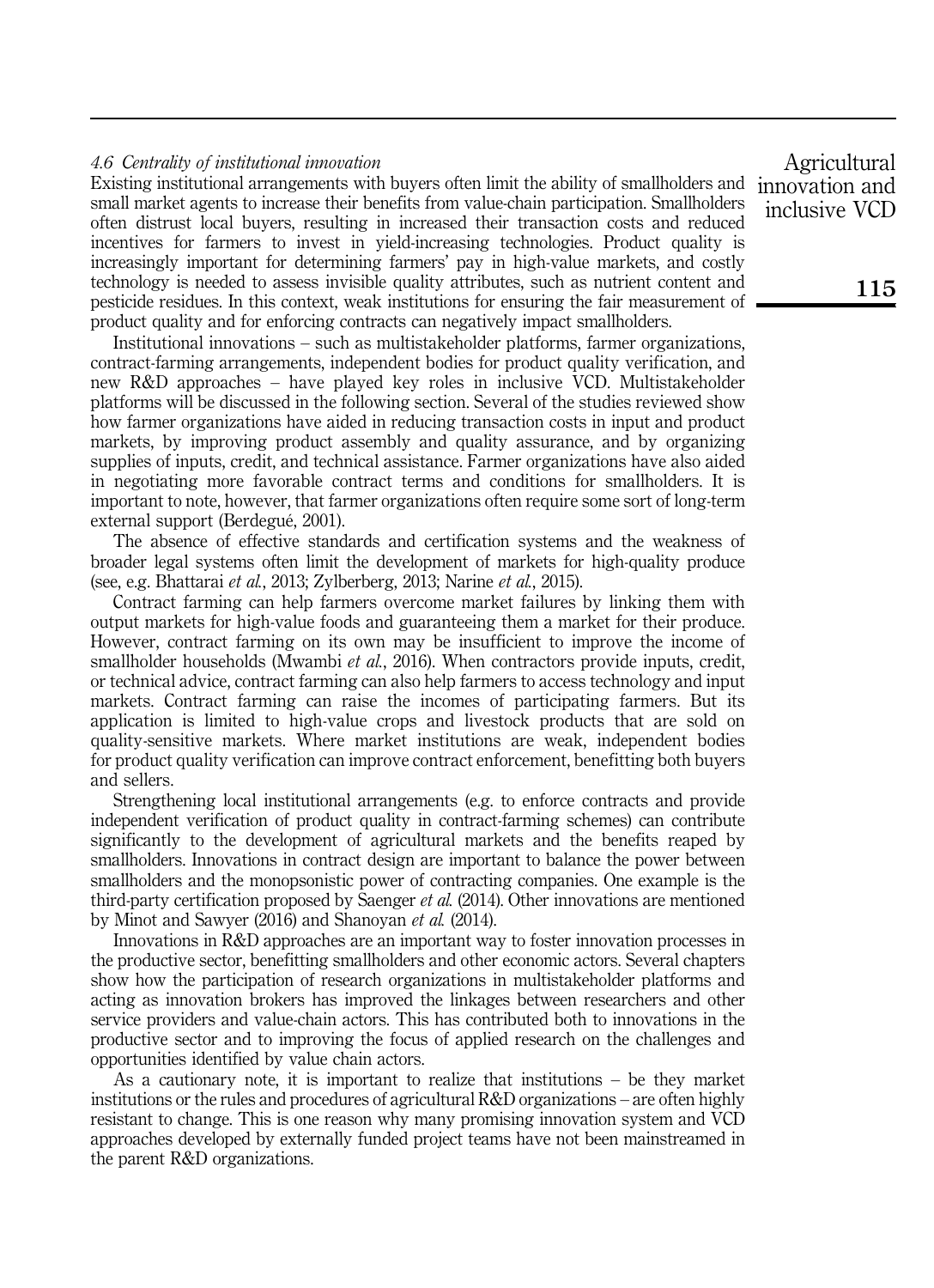### *4.6 Centrality of institutional innovation*

Existing institutional arrangements with buyers often limit the ability of smallholders and small market agents to increase their benefits from value-chain participation. Smallholders often distrust local buyers, resulting in increased their transaction costs and reduced incentives for farmers to invest in yield-increasing technologies. Product quality is increasingly important for determining farmers' pay in high-value markets, and costly technology is needed to assess invisible quality attributes, such as nutrient content and pesticide residues. In this context, weak institutions for ensuring the fair measurement of product quality and for enforcing contracts can negatively impact smallholders.

Institutional innovations – such as multistakeholder platforms, farmer organizations, contract-farming arrangements, independent bodies for product quality verification, and new R&D approaches – have played key roles in inclusive VCD. Multistakeholder platforms will be discussed in the following section. Several of the studies reviewed show how farmer organizations have aided in reducing transaction costs in input and product markets, by improving product assembly and quality assurance, and by organizing supplies of inputs, credit, and technical assistance. Farmer organizations have also aided in negotiating more favorable contract terms and conditions for smallholders. It is important to note, however, that farmer organizations often require some sort of long-term external support (Berdegué, 2001).

The absence of effective standards and certification systems and the weakness of broader legal systems often limit the development of markets for high-quality produce (see, e.g. Bhattarai *et al.*, 2013; Zylberberg, 2013; Narine *et al.*, 2015).

Contract farming can help farmers overcome market failures by linking them with output markets for high-value foods and guaranteeing them a market for their produce. However, contract farming on its own may be insufficient to improve the income of smallholder households (Mwambi *et al.*, 2016). When contractors provide inputs, credit, or technical advice, contract farming can also help farmers to access technology and input markets. Contract farming can raise the incomes of participating farmers. But its application is limited to high-value crops and livestock products that are sold on quality-sensitive markets. Where market institutions are weak, independent bodies for product quality verification can improve contract enforcement, benefitting both buyers and sellers.

Strengthening local institutional arrangements (e.g. to enforce contracts and provide independent verification of product quality in contract-farming schemes) can contribute significantly to the development of agricultural markets and the benefits reaped by smallholders. Innovations in contract design are important to balance the power between smallholders and the monopsonistic power of contracting companies. One example is the third-party certification proposed by Saenger *et al.* (2014). Other innovations are mentioned by Minot and Sawyer (2016) and Shanoyan *et al.* (2014).

Innovations in R&D approaches are an important way to foster innovation processes in the productive sector, benefitting smallholders and other economic actors. Several chapters show how the participation of research organizations in multistakeholder platforms and acting as innovation brokers has improved the linkages between researchers and other service providers and value-chain actors. This has contributed both to innovations in the productive sector and to improving the focus of applied research on the challenges and opportunities identified by value chain actors.

As a cautionary note, it is important to realize that institutions – be they market institutions or the rules and procedures of agricultural R&D organizations – are often highly resistant to change. This is one reason why many promising innovation system and VCD approaches developed by externally funded project teams have not been mainstreamed in the parent R&D organizations.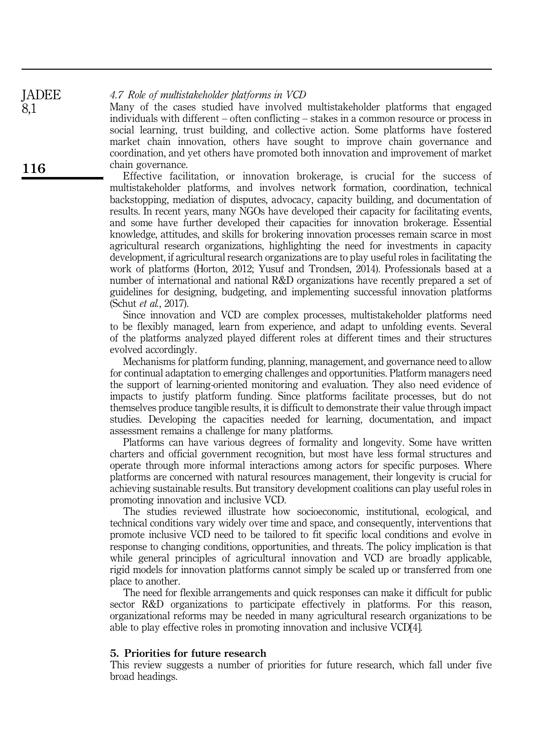### 4.7 Role of multistakeholder platforms in VCD

Many of the cases studied have involved multistakeholder platforms that engaged individuals with different – often conflicting – stakes in a common resource or process in social learning, trust building, and collective action. Some platforms have fostered market chain innovation, others have sought to improve chain governance and coordination, and yet others have promoted both innovation and improvement of market chain governance.

Effective facilitation, or innovation brokerage, is crucial for the success of multistakeholder platforms, and involves network formation, coordination, technical backstopping, mediation of disputes, advocacy, capacity building, and documentation of results. In recent years, many NGOs have developed their capacity for facilitating events, and some have further developed their capacities for innovation brokerage. Essential knowledge, attitudes, and skills for brokering innovation processes remain scarce in most agricultural research organizations, highlighting the need for investments in capacity development, if agricultural research organizations are to play useful roles in facilitating the work of platforms (Horton, 2012; Yusuf and Trondsen, 2014). Professionals based at a number of international and national R&D organizations have recently prepared a set of guidelines for designing, budgeting, and implementing successful innovation platforms (Schut *et al.*, 2017).

Since innovation and VCD are complex processes, multistakeholder platforms need to be flexibly managed, learn from experience, and adapt to unfolding events. Several of the platforms analyzed played different roles at different times and their structures evolved accordingly.

Mechanisms for platform funding, planning, management, and governance need to allow for continual adaptation to emerging challenges and opportunities. Platform managers need the support of learning-oriented monitoring and evaluation. They also need evidence of impacts to justify platform funding. Since platforms facilitate processes, but do not themselves produce tangible results, it is difficult to demonstrate their value through impact studies. Developing the capacities needed for learning, documentation, and impact assessment remains a challenge for many platforms.

Platforms can have various degrees of formality and longevity. Some have written charters and official government recognition, but most have less formal structures and operate through more informal interactions among actors for specific purposes. Where platforms are concerned with natural resources management, their longevity is crucial for achieving sustainable results. But transitory development coalitions can play useful roles in promoting innovation and inclusive VCD.

The studies reviewed illustrate how socioeconomic, institutional, ecological, and technical conditions vary widely over time and space, and consequently, interventions that promote inclusive VCD need to be tailored to fit specific local conditions and evolve in response to changing conditions, opportunities, and threats. The policy implication is that while general principles of agricultural innovation and VCD are broadly applicable, rigid models for innovation platforms cannot simply be scaled up or transferred from one place to another.

The need for flexible arrangements and quick responses can make it difficult for public sector R&D organizations to participate effectively in platforms. For this reason, organizational reforms may be needed in many agricultural research organizations to be able to play effective roles in promoting innovation and inclusive VCD[4].

## 5. Priorities for future research

This review suggests a number of priorities for future research, which fall under five broad headings.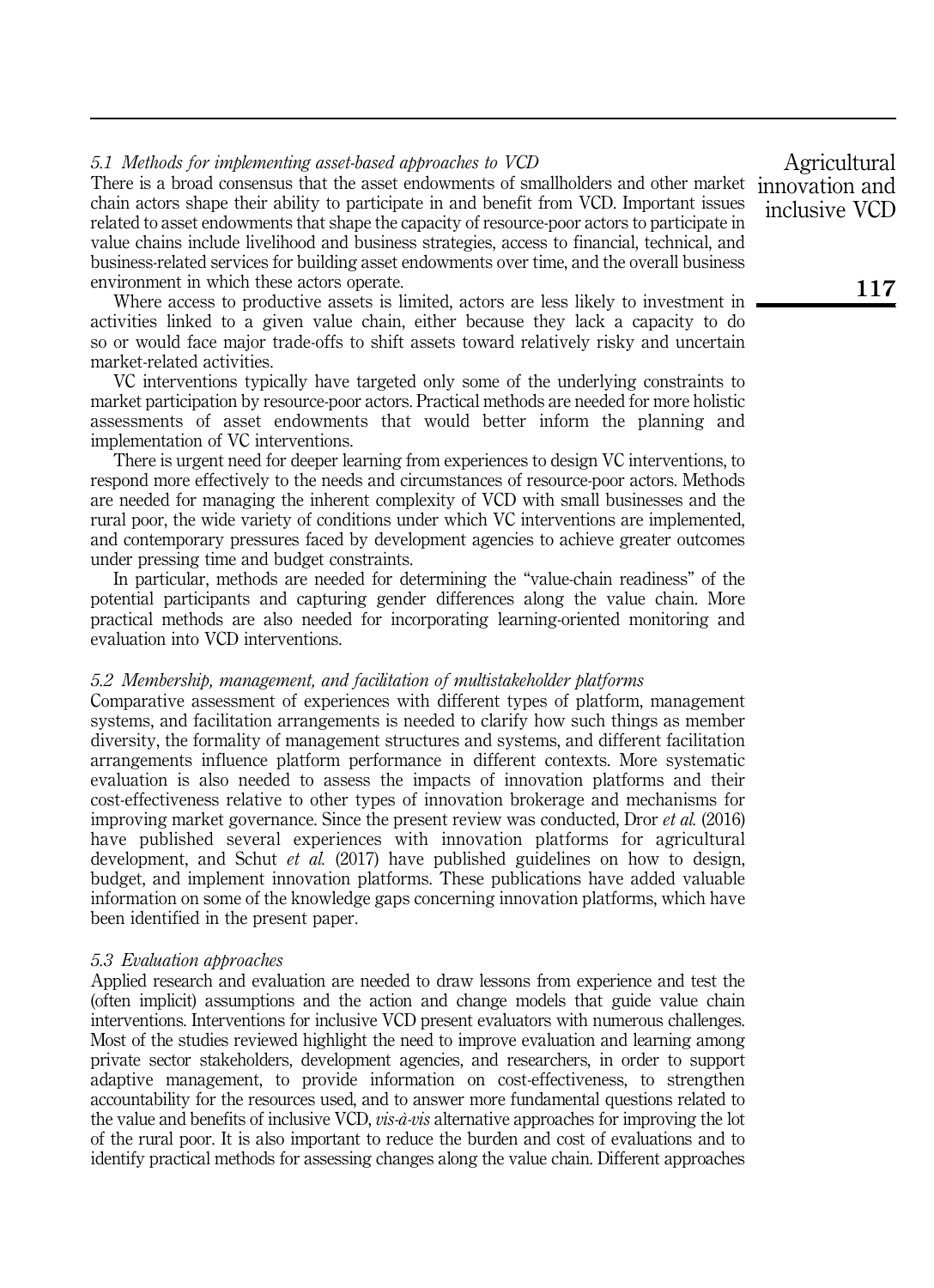### 5.1 Methods for implementing asset-based approaches to VCD

There is a broad consensus that the asset endowments of smallholders and other market chain actors shape their ability to participate in and benefit from VCD. Important issues related to asset endowments that shape the capacity of resource-poor actors to participate in value chains include livelihood and business strategies, access to financial, technical, and business-related services for building asset endowments over time, and the overall business environment in which these actors operate.

Where access to productive assets is limited, actors are less likely to investment in activities linked to a given value chain, either because they lack a capacity to do so or would face major trade-offs to shift assets toward relatively risky and uncertain market-related activities.

VC interventions typically have targeted only some of the underlying constraints to market participation by resource-poor actors. Practical methods are needed for more holistic assessments of asset endowments that would better inform the planning and implementation of VC interventions.

There is urgent need for deeper learning from experiences to design VC interventions, to respond more effectively to the needs and circumstances of resource-poor actors. Methods are needed for managing the inherent complexity of VCD with small businesses and the rural poor, the wide variety of conditions under which VC interventions are implemented, and contemporary pressures faced by development agencies to achieve greater outcomes under pressing time and budget constraints.

In particular, methods are needed for determining the "value-chain readiness" of the potential participants and capturing gender differences along the value chain. More practical methods are also needed for incorporating learning-oriented monitoring and evaluation into VCD interventions.

### 5.2 Membership, management, and facilitation of multistakeholder platforms

Comparative assessment of experiences with different types of platform, management systems, and facilitation arrangements is needed to clarify how such things as member diversity, the formality of management structures and systems, and different facilitation arrangements influence platform performance in different contexts. More systematic evaluation is also needed to assess the impacts of innovation platforms and their cost-effectiveness relative to other types of innovation brokerage and mechanisms for improving market governance. Since the present review was conducted, Dror *et al.* (2016) have published several experiences with innovation platforms for agricultural development, and Schut *et al.* (2017) have published guidelines on how to design, budget, and implement innovation platforms. These publications have added valuable information on some of the knowledge gaps concerning innovation platforms, which have been identified in the present paper.

### 5.3 Evaluation approaches

Applied research and evaluation are needed to draw lessons from experience and test the (often implicit) assumptions and the action and change models that guide value chain interventions. Interventions for inclusive VCD present evaluators with numerous challenges. Most of the studies reviewed highlight the need to improve evaluation and learning among private sector stakeholders, development agencies, and researchers, in order to support adaptive management, to provide information on cost-effectiveness, to strengthen accountability for the resources used, and to answer more fundamental questions related to the value and benefits of inclusive VCD, *vis-à-vis* alternative approaches for improving the lot of the rural poor. It is also important to reduce the burden and cost of evaluations and to identify practical methods for assessing changes along the value chain. Different approaches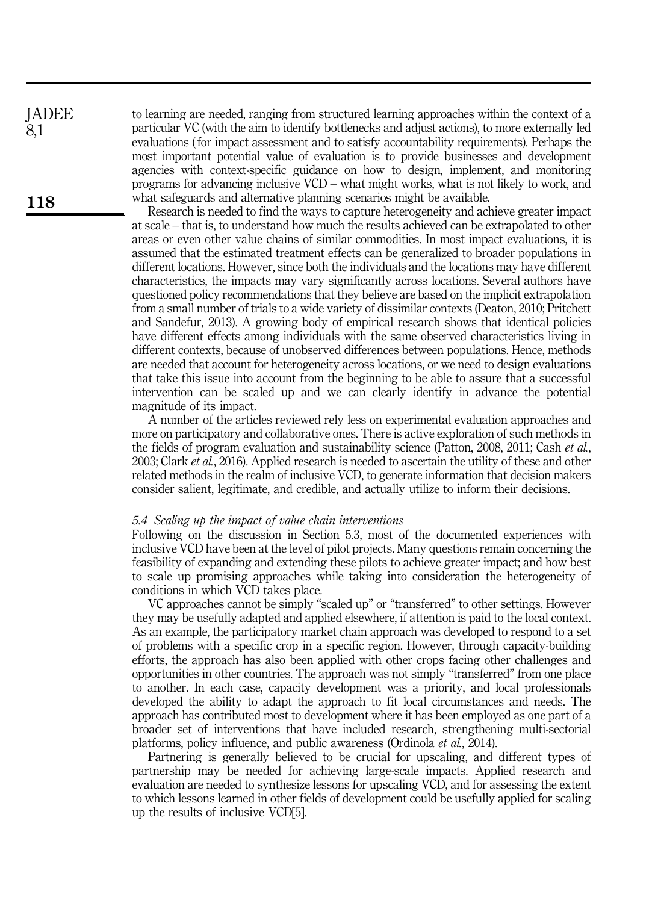to learning are needed, ranging from structured learning approaches within the context of a particular VC (with the aim to identify bottlenecks and adjust actions), to more externally led evaluations (for impact assessment and to satisfy accountability requirements). Perhaps the most important potential value of evaluation is to provide businesses and development agencies with context-specific guidance on how to design, implement, and monitoring programs for advancing inclusive VCD – what might works, what is not likely to work, and what safeguards and alternative planning scenarios might be available.

Research is needed to find the ways to capture heterogeneity and achieve greater impact at scale – that is, to understand how much the results achieved can be extrapolated to other areas or even other value chains of similar commodities. In most impact evaluations, it is assumed that the estimated treatment effects can be generalized to broader populations in different locations. However, since both the individuals and the locations may have different characteristics, the impacts may vary significantly across locations. Several authors have questioned policy recommendations that they believe are based on the implicit extrapolation from a small number of trials to a wide variety of dissimilar contexts (Deaton, 2010; Pritchett and Sandefur, 2013). A growing body of empirical research shows that identical policies have different effects among individuals with the same observed characteristics living in different contexts, because of unobserved differences between populations. Hence, methods are needed that account for heterogeneity across locations, or we need to design evaluations that take this issue into account from the beginning to be able to assure that a successful intervention can be scaled up and we can clearly identify in advance the potential magnitude of its impact.

A number of the articles reviewed rely less on experimental evaluation approaches and more on participatory and collaborative ones. There is active exploration of such methods in the fields of program evaluation and sustainability science (Patton, 2008, 2011; Cash *et al.*, 2003; Clark *et al.*, 2016). Applied research is needed to ascertain the utility of these and other related methods in the realm of inclusive VCD, to generate information that decision makers consider salient, legitimate, and credible, and actually utilize to inform their decisions.

### *5.4 Scaling up the impact of value chain interventions*

Following on the discussion in Section 5.3, most of the documented experiences with inclusive VCD have been at the level of pilot projects. Many questions remain concerning the feasibility of expanding and extending these pilots to achieve greater impact; and how best to scale up promising approaches while taking into consideration the heterogeneity of conditions in which VCD takes place.

VC approaches cannot be simply "scaled up" or "transferred" to other settings. However they may be usefully adapted and applied elsewhere, if attention is paid to the local context. As an example, the participatory market chain approach was developed to respond to a set of problems with a specific crop in a specific region. However, through capacity-building efforts, the approach has also been applied with other crops facing other challenges and opportunities in other countries. The approach was not simply "transferred" from one place to another. In each case, capacity development was a priority, and local professionals developed the ability to adapt the approach to fit local circumstances and needs. The approach has contributed most to development where it has been employed as one part of a broader set of interventions that have included research, strengthening multi-sectorial platforms, policy influence, and public awareness (Ordinola *et al.*, 2014).

Partnering is generally believed to be crucial for upscaling, and different types of partnership may be needed for achieving large-scale impacts. Applied research and evaluation are needed to synthesize lessons for upscaling VCD, and for assessing the extent to which lessons learned in other fields of development could be usefully applied for scaling up the results of inclusive VCD[5].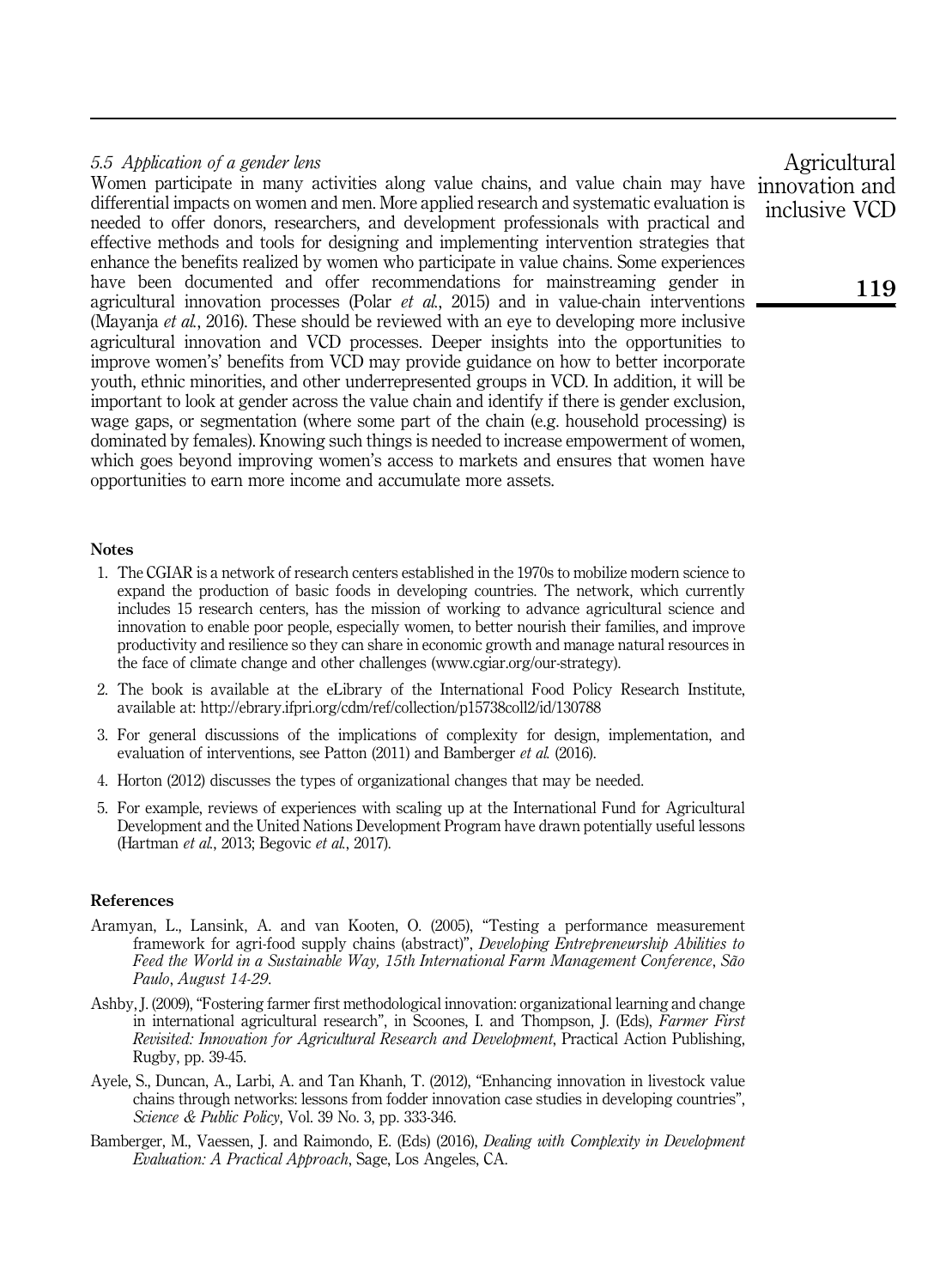### *5.5 Application of a gender lens*

Women participate in many activities along value chains, and value chain may have differential impacts on women and men. More applied research and systematic evaluation is needed to offer donors, researchers, and development professionals with practical and effective methods and tools for designing and implementing intervention strategies that enhance the benefits realized by women who participate in value chains. Some experiences have been documented and offer recommendations for mainstreaming gender in agricultural innovation processes (Polar *et al.*, 2015) and in value-chain interventions (Mayanja *et al.*, 2016). These should be reviewed with an eye to developing more inclusive agricultural innovation and VCD processes. Deeper insights into the opportunities to improve women's' benefits from VCD may provide guidance on how to better incorporate youth, ethnic minorities, and other underrepresented groups in VCD. In addition, it will be important to look at gender across the value chain and identify if there is gender exclusion, wage gaps, or segmentation (where some part of the chain (e.g. household processing) is dominated by females). Knowing such things is needed to increase empowerment of women, which goes beyond improving women's access to markets and ensures that women have opportunities to earn more income and accumulate more assets.

## Notes

1. The CGIAR is a network of research centers established in the 1970s to mobilize modern science to expand the production of basic foods in developing countries. The network, which currently includes 15 research centers, has the mission of working to advance agricultural science and innovation to enable poor people, especially women, to better nourish their families, and improve productivity and resilience so they can share in economic growth and manage natural resources in the face of climate change and other challenges (www.cgiar.org/our-strategy).
2. The book is available at the eLibrary of the International Food Policy Research Institute, available at: http://ebrary.ifpri.org/cdm/ref/collection/p15738coll2/id/130788
3. For general discussions of the implications of complexity for design, implementation, and evaluation of interventions, see Patton (2011) and Bamberger *et al.* (2016).
4. Horton (2012) discusses the types of organizational changes that may be needed.
5. For example, reviews of experiences with scaling up at the International Fund for Agricultural Development and the United Nations Development Program have drawn potentially useful lessons (Hartman *et al.*, 2013; Begovic *et al.*, 2017).

## References

Aramyan, L., Lansink, A. and van Kooten, O. (2005), "Testing a performance measurement framework for agri-food supply chains (abstract)", *Developing Entrepreneurship Abilities to Feed the World in a Sustainable Way, 15th International Farm Management Conference*, *São Paulo*, *August 14-29*.

Ashby, J. (2009), "Fostering farmer first methodological innovation: organizational learning and change in international agricultural research", in Scoones, I. and Thompson, J. (Eds), *Farmer First Revisited: Innovation for Agricultural Research and Development*, Practical Action Publishing, Rugby, pp. 39-45.

Ayele, S., Duncan, A., Larbi, A. and Tan Khanh, T. (2012), "Enhancing innovation in livestock value chains through networks: lessons from fodder innovation case studies in developing countries", *Science & Public Policy*, Vol. 39 No. 3, pp. 333-346.

Bamberger, M., Vaessen, J. and Raimondo, E. (Eds) (2016), *Dealing with Complexity in Development Evaluation: A Practical Approach*, Sage, Los Angeles, CA.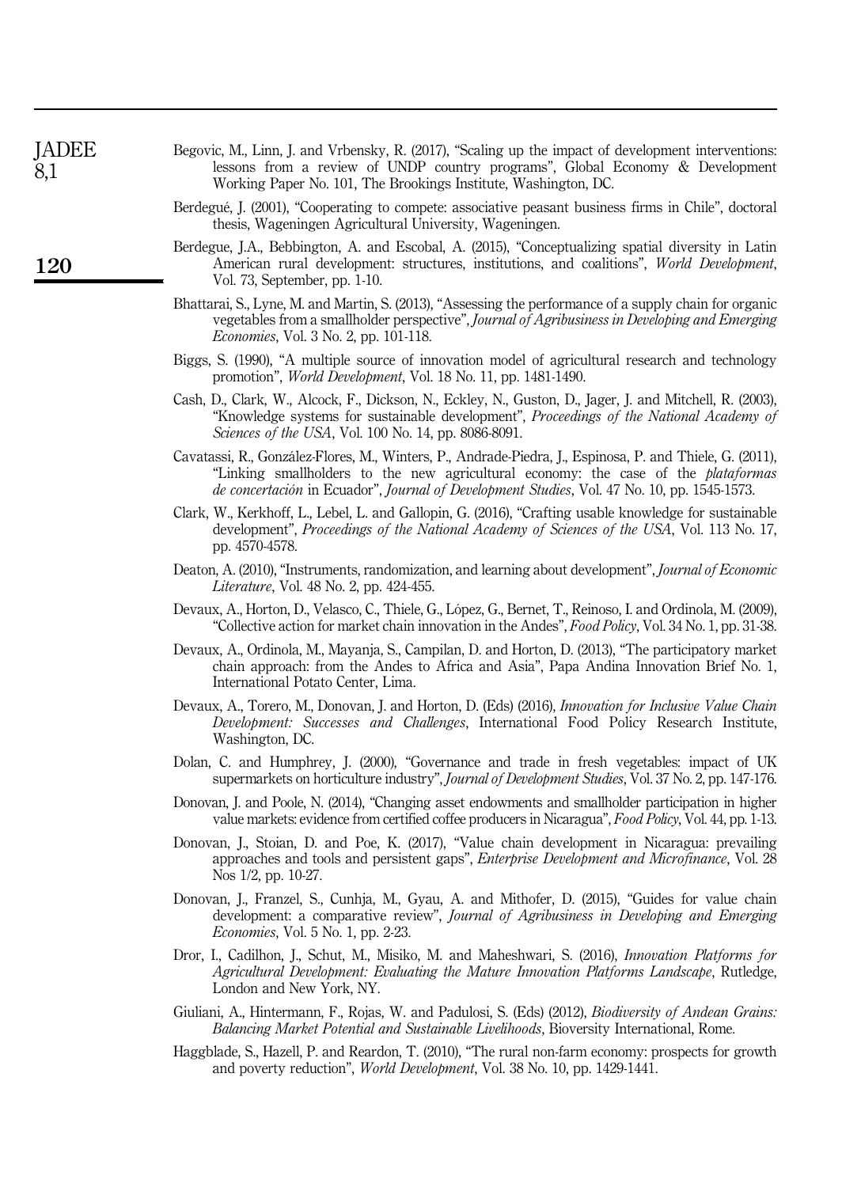Begovic, M., Linn, J. and Vrbensky, R. (2017), "Scaling up the impact of development interventions: lessons from a review of UNDP country programs", Global Economy & Development Working Paper No. 101, The Brookings Institute, Washington, DC.

Berdegué, J. (2001), "Cooperating to compete: associative peasant business firms in Chile", doctoral thesis, Wageningen Agricultural University, Wageningen.

Berdegue, J.A., Bebbington, A. and Escobal, A. (2015), "Conceptualizing spatial diversity in Latin American rural development: structures, institutions, and coalitions", *World Development*, Vol. 73, September, pp. 1-10.

Bhattarai, S., Lyne, M. and Martin, S. (2013), "Assessing the performance of a supply chain for organic vegetables from a smallholder perspective", *Journal of Agribusiness in Developing and Emerging Economies*, Vol. 3 No. 2, pp. 101-118.

Biggs, S. (1990), "A multiple source of innovation model of agricultural research and technology promotion", *World Development*, Vol. 18 No. 11, pp. 1481-1490.

Cash, D., Clark, W., Alcock, F., Dickson, N., Eckley, N., Guston, D., Jager, J. and Mitchell, R. (2003), "Knowledge systems for sustainable development", *Proceedings of the National Academy of Sciences of the USA*, Vol. 100 No. 14, pp. 8086-8091.

Cavatassi, R., González-Flores, M., Winters, P., Andrade-Piedra, J., Espinosa, P. and Thiele, G. (2011), "Linking smallholders to the new agricultural economy: the case of the *plataformas de concertación* in Ecuador", *Journal of Development Studies*, Vol. 47 No. 10, pp. 1545-1573.

Clark, W., Kerkhoff, L., Lebel, L. and Gallopin, G. (2016), "Crafting usable knowledge for sustainable development", *Proceedings of the National Academy of Sciences of the USA*, Vol. 113 No. 17, pp. 4570-4578.

Deaton, A. (2010), "Instruments, randomization, and learning about development", *Journal of Economic Literature*, Vol. 48 No. 2, pp. 424-455.

Devaux, A., Horton, D., Velasco, C., Thiele, G., López, G., Bernet, T., Reinoso, I. and Ordinola, M. (2009), "Collective action for market chain innovation in the Andes", *Food Policy*, Vol. 34 No. 1, pp. 31-38.

Devaux, A., Ordinola, M., Mayanja, S., Campilan, D. and Horton, D. (2013), "The participatory market chain approach: from the Andes to Africa and Asia", Papa Andina Innovation Brief No. 1, International Potato Center, Lima.

Devaux, A., Torero, M., Donovan, J. and Horton, D. (Eds) (2016), *Innovation for Inclusive Value Chain Development: Successes and Challenges*, International Food Policy Research Institute, Washington, DC.

Dolan, C. and Humphrey, J. (2000), "Governance and trade in fresh vegetables: impact of UK supermarkets on horticulture industry", *Journal of Development Studies*, Vol. 37 No. 2, pp. 147-176.

Donovan, J. and Poole, N. (2014), "Changing asset endowments and smallholder participation in higher value markets: evidence from certified coffee producers in Nicaragua", *Food Policy*, Vol. 44, pp. 1-13.

Donovan, J., Stoian, D. and Poe, K. (2017), "Value chain development in Nicaragua: prevailing approaches and tools and persistent gaps", *Enterprise Development and Microfinance*, Vol. 28 Nos 1/2, pp. 10-27.

Donovan, J., Franzel, S., Cunhja, M., Gyau, A. and Mithofer, D. (2015), "Guides for value chain development: a comparative review", *Journal of Agribusiness in Developing and Emerging Economies*, Vol. 5 No. 1, pp. 2-23.

Dror, I., Cadilhon, J., Schut, M., Misiko, M. and Maheshwari, S. (2016), *Innovation Platforms for Agricultural Development: Evaluating the Mature Innovation Platforms Landscape*, Rutledge, London and New York, NY.

Giuliani, A., Hintermann, F., Rojas, W. and Padulosi, S. (Eds) (2012), *Biodiversity of Andean Grains: Balancing Market Potential and Sustainable Livelihoods*, Bioversity International, Rome.

Haggblade, S., Hazell, P. and Reardon, T. (2010), "The rural non-farm economy: prospects for growth and poverty reduction", *World Development*, Vol. 38 No. 10, pp. 1429-1441.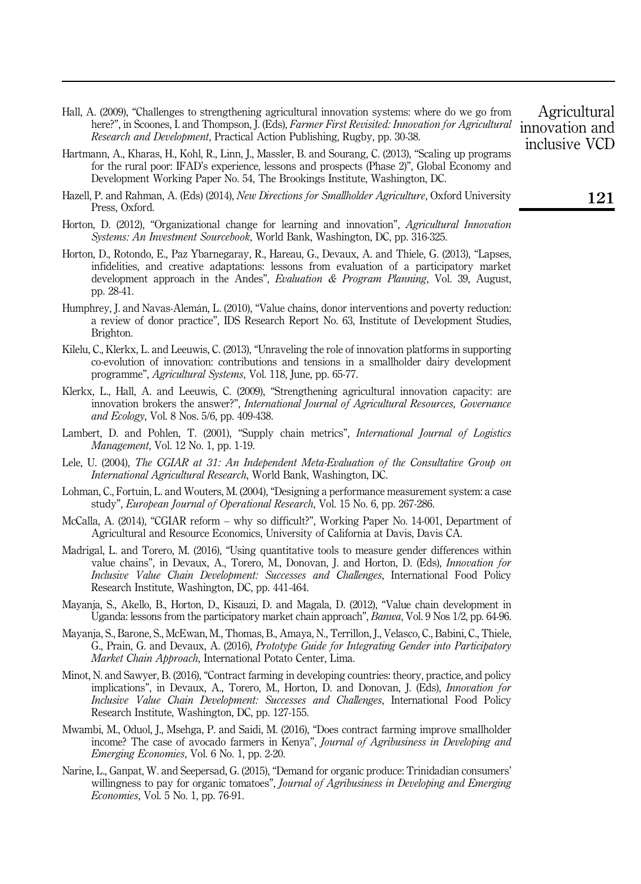Hall, A. (2009), "Challenges to strengthening agricultural innovation systems: where do we go from here?", in Scoones, I. and Thompson, J. (Eds), *Farmer First Revisited: Innovation for Agricultural Research and Development*, Practical Action Publishing, Rugby, pp. 30-38.

Hartmann, A., Kharas, H., Kohl, R., Linn, J., Massler, B. and Sourang, C. (2013), "Scaling up programs for the rural poor: IFAD's experience, lessons and prospects (Phase 2)", Global Economy and Development Working Paper No. 54, The Brookings Institute, Washington, DC.

Hazell, P. and Rahman, A. (Eds) (2014), *New Directions for Smallholder Agriculture*, Oxford University Press, Oxford.

Horton, D. (2012), "Organizational change for learning and innovation", *Agricultural Innovation Systems: An Investment Sourcebook*, World Bank, Washington, DC, pp. 316-325.

Horton, D., Rotondo, E., Paz Ybarnegaray, R., Hareau, G., Devaux, A. and Thiele, G. (2013), "Lapses, infidelities, and creative adaptations: lessons from evaluation of a participatory market development approach in the Andes", *Evaluation & Program Planning*, Vol. 39, August, pp. 28-41.

Humphrey, J. and Navas-Alemán, L. (2010), "Value chains, donor interventions and poverty reduction: a review of donor practice", IDS Research Report No. 63, Institute of Development Studies, Brighton.

Kilelu, C., Klerkx, L. and Leeuwis, C. (2013), "Unraveling the role of innovation platforms in supporting co-evolution of innovation: contributions and tensions in a smallholder dairy development programme", *Agricultural Systems*, Vol. 118, June, pp. 65-77.

Klerkx, L., Hall, A. and Leeuwis, C. (2009), "Strengthening agricultural innovation capacity: are innovation brokers the answer?", *International Journal of Agricultural Resources, Governance and Ecology*, Vol. 8 Nos. 5/6, pp. 409-438.

Lambert, D. and Pohlen, T. (2001), "Supply chain metrics", *International Journal of Logistics Management*, Vol. 12 No. 1, pp. 1-19.

Lele, U. (2004), *The CGIAR at 31: An Independent Meta-Evaluation of the Consultative Group on International Agricultural Research*, World Bank, Washington, DC.

Lohman, C., Fortuin, L. and Wouters, M. (2004), "Designing a performance measurement system: a case study", *European Journal of Operational Research*, Vol. 15 No. 6, pp. 267-286.

McCalla, A. (2014), "CGIAR reform – why so difficult?", Working Paper No. 14-001, Department of Agricultural and Resource Economics, University of California at Davis, Davis CA.

Madrigal, L. and Torero, M. (2016), "Using quantitative tools to measure gender differences within value chains", in Devaux, A., Torero, M., Donovan, J. and Horton, D. (Eds), *Innovation for Inclusive Value Chain Development: Successes and Challenges*, International Food Policy Research Institute, Washington, DC, pp. 441-464.

Mayanja, S., Akello, B., Horton, D., Kisauzi, D. and Magala, D. (2012), "Value chain development in Uganda: lessons from the participatory market chain approach", *Banwa*, Vol. 9 Nos 1/2, pp. 64-96.

Mayanja, S., Barone, S., McEwan, M., Thomas, B., Amaya, N., Terrillon, J., Velasco, C., Babini, C., Thiele, G., Prain, G. and Devaux, A. (2016), *Prototype Guide for Integrating Gender into Participatory Market Chain Approach*, International Potato Center, Lima.

Minot, N. and Sawyer, B. (2016), "Contract farming in developing countries: theory, practice, and policy implications", in Devaux, A., Torero, M., Horton, D. and Donovan, J. (Eds), *Innovation for Inclusive Value Chain Development: Successes and Challenges*, International Food Policy Research Institute, Washington, DC, pp. 127-155.

Mwambi, M., Oduol, J., Mshenga, P. and Saidi, M. (2016), "Does contract farming improve smallholder income? The case of avocado farmers in Kenya", *Journal of Agribusiness in Developing and Emerging Economies*, Vol. 6 No. 1, pp. 2-20.

Narine, L., Ganpat, W. and Seepersad, G. (2015), "Demand for organic produce: Trinidadian consumers' willingness to pay for organic tomatoes", *Journal of Agribusiness in Developing and Emerging Economies*, Vol. 5 No. 1, pp. 76-91.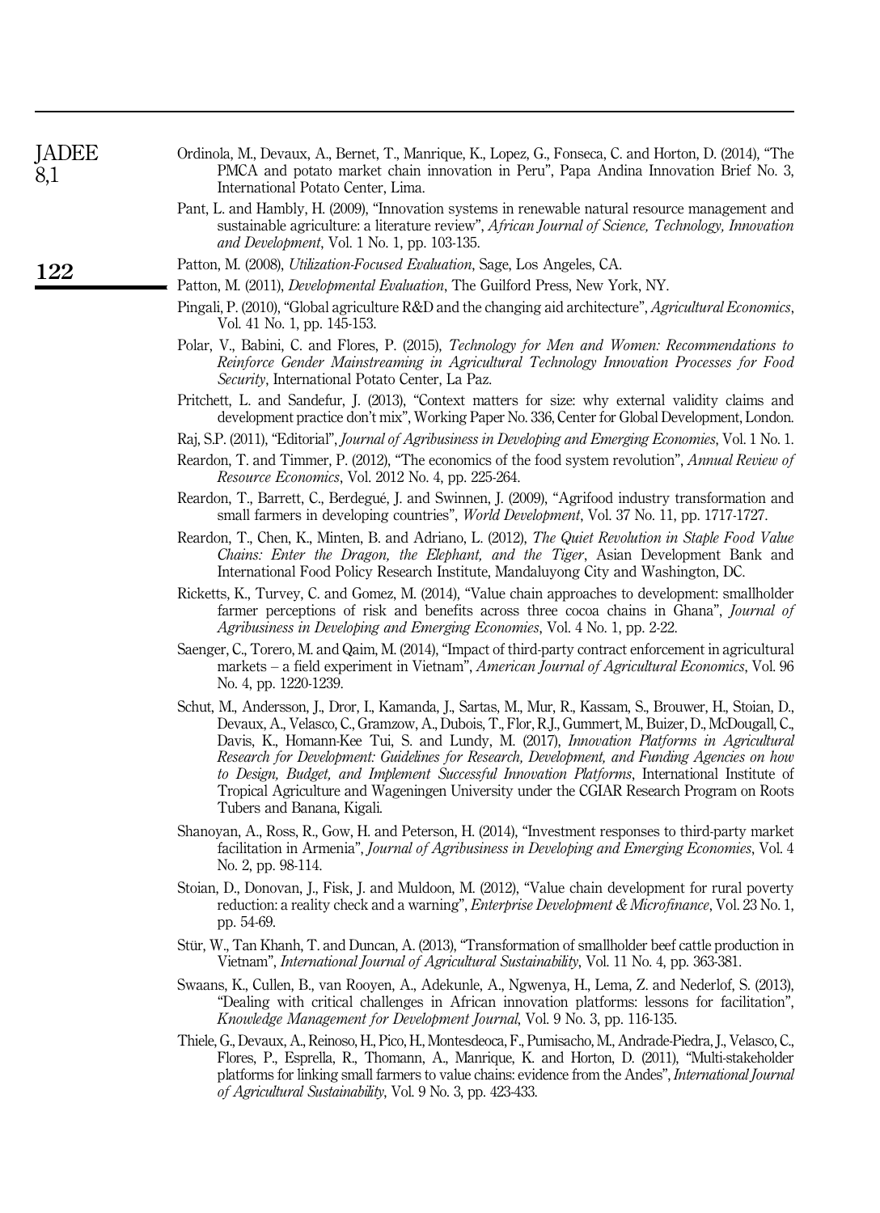Ordinola, M., Devaux, A., Bernet, T., Manrique, K., Lopez, G., Fonseca, C. and Horton, D. (2014), "The PMCA and potato market chain innovation in Peru", Papa Andina Innovation Brief No. 3, International Potato Center, Lima.

Pant, L. and Hambly, H. (2009), "Innovation systems in renewable natural resource management and sustainable agriculture: a literature review", *African Journal of Science, Technology, Innovation and Development*, Vol. 1 No. 1, pp. 103-135.

Patton, M. (2008), *Utilization-Focused Evaluation*, Sage, Los Angeles, CA.

Patton, M. (2011), *Developmental Evaluation*, The Guilford Press, New York, NY.

Pingali, P. (2010), "Global agriculture R&D and the changing aid architecture", *Agricultural Economics*, Vol. 41 No. 1, pp. 145-153.

Polar, V., Babini, C. and Flores, P. (2015), *Technology for Men and Women: Recommendations to Reinforce Gender Mainstreaming in Agricultural Technology Innovation Processes for Food Security*, International Potato Center, La Paz.

Pritchett, L. and Sandefur, J. (2013), "Context matters for size: why external validity claims and development practice don't mix", Working Paper No. 336, Center for Global Development, London.

Raj, S.P. (2011), "Editorial", *Journal of Agribusiness in Developing and Emerging Economies*, Vol. 1 No. 1.

Reardon, T. and Timmer, P. (2012), "The economics of the food system revolution", *Annual Review of Resource Economics*, Vol. 2012 No. 4, pp. 225-264.

Reardon, T., Barrett, C., Berdegué, J. and Swinnen, J. (2009), "Agrifood industry transformation and small farmers in developing countries", *World Development*, Vol. 37 No. 11, pp. 1717-1727.

Reardon, T., Chen, K., Minten, B. and Adriano, L. (2012), *The Quiet Revolution in Staple Food Value Chains: Enter the Dragon, the Elephant, and the Tiger*, Asian Development Bank and International Food Policy Research Institute, Mandaluyong City and Washington, DC.

Ricketts, K., Turvey, C. and Gomez, M. (2014), "Value chain approaches to development: smallholder farmer perceptions of risk and benefits across three cocoa chains in Ghana", *Journal of Agribusiness in Developing and Emerging Economies*, Vol. 4 No. 1, pp. 2-22.

Saenger, C., Torero, M. and Qaim, M. (2014), "Impact of third-party contract enforcement in agricultural markets – a field experiment in Vietnam", *American Journal of Agricultural Economics*, Vol. 96 No. 4, pp. 1220-1239.

Schut, M., Andersson, J., Dror, I., Kamanda, J., Sartas, M., Mur, R., Kassam, S., Brouwer, H., Stoian, D., Devaux, A., Velasco, C., Gramzow, A., Dubois, T., Flor, R.J., Gummert, M., Buizer, D., McDougall, C., Davis, K., Homann-Kee Tui, S. and Lundy, M. (2017), *Innovation Platforms in Agricultural Research for Development: Guidelines for Research, Development, and Funding Agencies on how to Design, Budget, and Implement Successful Innovation Platforms*, International Institute of Tropical Agriculture and Wageningen University under the CGIAR Research Program on Roots Tubers and Banana, Kigali.

Shanoyan, A., Ross, R., Gow, H. and Peterson, H. (2014), "Investment responses to third-party market facilitation in Armenia", *Journal of Agribusiness in Developing and Emerging Economies*, Vol. 4 No. 2, pp. 98-114.

Stoian, D., Donovan, J., Fisk, J. and Muldoon, M. (2012), "Value chain development for rural poverty reduction: a reality check and a warning", *Enterprise Development & Microfinance*, Vol. 23 No. 1, pp. 54-69.

Stür, W., Tan Khanh, T. and Duncan, A. (2013), "Transformation of smallholder beef cattle production in Vietnam", *International Journal of Agricultural Sustainability*, Vol. 11 No. 4, pp. 363-381.

Swaans, K., Cullen, B., van Rooyen, A., Adekunle, A., Ngwenya, H., Lema, Z. and Nederlof, S. (2013), "Dealing with critical challenges in African innovation platforms: lessons for facilitation", *Knowledge Management for Development Journal*, Vol. 9 No. 3, pp. 116-135.

Thiele, G., Devaux, A., Reinoso, H., Pico, H., Montesdeoca, F., Pumisacho, M., Andrade-Piedra, J., Velasco, C., Flores, P., Esprella, R., Thomann, A., Manrique, K. and Horton, D. (2011), "Multi-stakeholder platforms for linking small farmers to value chains: evidence from the Andes", *International Journal of Agricultural Sustainability*, Vol. 9 No. 3, pp. 423-433.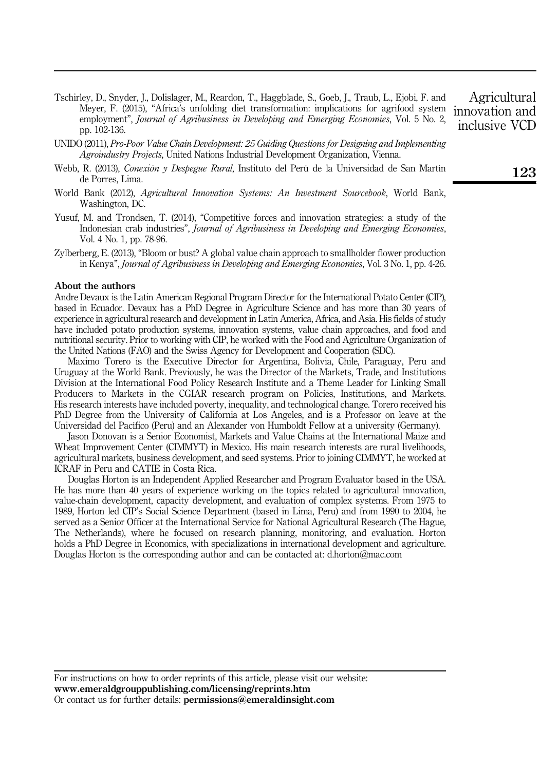Tschirley, D., Snyder, J., Dolislager, M., Reardon, T., Haggblade, S., Goeb, J., Traub, L., Ejobi, F. and Meyer, F. (2015), "Africa's unfolding diet transformation: implications for agrifood system employment", *Journal of Agribusiness in Developing and Emerging Economies*, Vol. 5 No. 2, pp. 102-136.

UNIDO (2011), *Pro-Poor Value Chain Development: 25 Guiding Questions for Designing and Implementing Agroindustry Projects*, United Nations Industrial Development Organization, Vienna.

Webb, R. (2013), *Conexión y Despegue Rural*, Instituto del Perú de la Universidad de San Martín de Porres, Lima.

World Bank (2012), *Agricultural Innovation Systems: An Investment Sourcebook*, World Bank, Washington, DC.

Yusuf, M. and Trondsen, T. (2014), "Competitive forces and innovation strategies: a study of the Indonesian crab industries", *Journal of Agribusiness in Developing and Emerging Economies*, Vol. 4 No. 1, pp. 78-96.

Zylberberg, E. (2013), "Bloom or bust? A global value chain approach to smallholder flower production in Kenya", *Journal of Agribusiness in Developing and Emerging Economies*, Vol. 3 No. 1, pp. 4-26.

## About the authors

Andre Devaux is the Latin American Regional Program Director for the International Potato Center (CIP), based in Ecuador. Devaux has a PhD Degree in Agriculture Science and has more than 30 years of experience in agricultural research and development in Latin America, Africa, and Asia. His fields of study have included potato production systems, innovation systems, value chain approaches, and food and nutritional security. Prior to working with CIP, he worked with the Food and Agriculture Organization of the United Nations (FAO) and the Swiss Agency for Development and Cooperation (SDC).

Maximo Torero is the Executive Director for Argentina, Bolivia, Chile, Paraguay, Peru and Uruguay at the World Bank. Previously, he was the Director of the Markets, Trade, and Institutions Division at the International Food Policy Research Institute and a Theme Leader for Linking Small Producers to Markets in the CGIAR research program on Policies, Institutions, and Markets. His research interests have included poverty, inequality, and technological change. Torero received his PhD Degree from the University of California at Los Angeles, and is a Professor on leave at the Universidad del Pacífico (Peru) and an Alexander von Humboldt Fellow at a university (Germany).

Jason Donovan is a Senior Economist, Markets and Value Chains at the International Maize and Wheat Improvement Center (CIMMYT) in Mexico. His main research interests are rural livelihoods, agricultural markets, business development, and seed systems. Prior to joining CIMMYT, he worked at ICRAF in Peru and CATIE in Costa Rica.

Douglas Horton is an Independent Applied Researcher and Program Evaluator based in the USA. He has more than 40 years of experience working on the topics related to agricultural innovation, value-chain development, capacity development, and evaluation of complex systems. From 1975 to 1989, Horton led CIP's Social Science Department (based in Lima, Peru) and from 1990 to 2004, he served as a Senior Officer at the International Service for National Agricultural Research (The Hague, The Netherlands), where he focused on research planning, monitoring, and evaluation. Horton holds a PhD Degree in Economics, with specializations in international development and agriculture. Douglas Horton is the corresponding author and can be contacted at: d.horton@mac.com

For instructions on how to order reprints of this article, please visit our website:
**www.emeraldgrouppublishing.com/licensing/reprints.htm**
Or contact us for further details: **permissions@emeraldinsight.com**